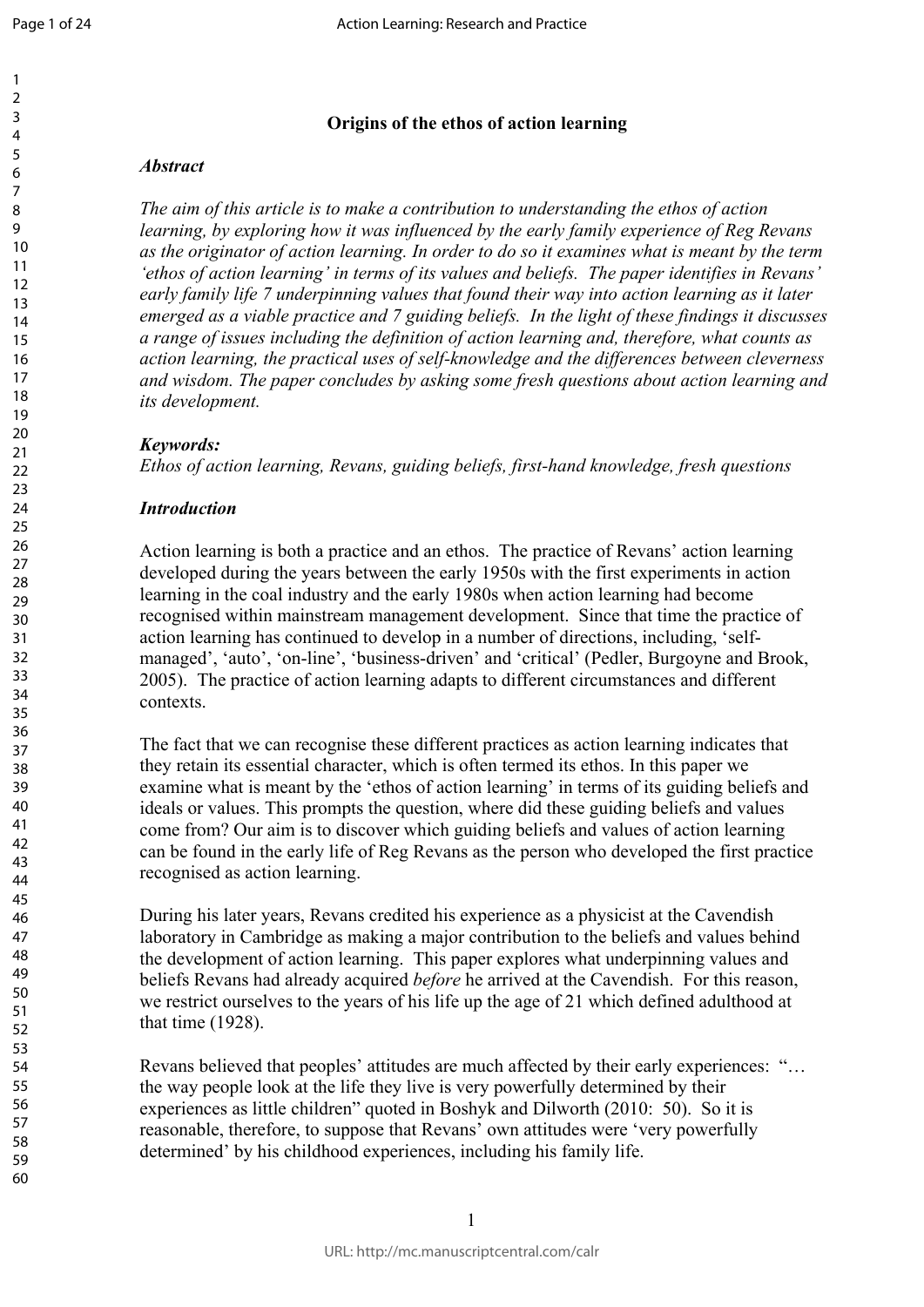# Origins of the ethos of action learning

### *Abstract*

*The aim of this article is to make a contribution to understanding the ethos of action learning, by exploring how it was influenced by the early family experience of Reg Revans as the originator of action learning. In order to do so it examines what is meant by the term 'ethos of action learning' in terms of its values and beliefs. The paper identifies in Revans' early family life 7 underpinning values that found their way into action learning as it later emerged as a viable practice and 7 guiding beliefs. In the light of these findings it discusses a range of issues including the definition of action learning and, therefore, what counts as action learning, the practical uses of self-knowledge and the differences between cleverness and wisdom. The paper concludes by asking some fresh questions about action learning and its development.*

***Keywords:***
*Ethos of action learning, Revans, guiding beliefs, first-hand knowledge, fresh questions*

### *Introduction*

Action learning is both a practice and an ethos. The practice of Revans' action learning developed during the years between the early 1950s with the first experiments in action learning in the coal industry and the early 1980s when action learning had become recognised within mainstream management development. Since that time the practice of action learning has continued to develop in a number of directions, including, 'self-managed', 'auto', 'on-line', 'business-driven' and 'critical' (Pedler, Burgoyne and Brook, 2005). The practice of action learning adapts to different circumstances and different contexts.

The fact that we can recognise these different practices as action learning indicates that they retain its essential character, which is often termed its ethos. In this paper we examine what is meant by the 'ethos of action learning' in terms of its guiding beliefs and ideals or values. This prompts the question, where did these guiding beliefs and values come from? Our aim is to discover which guiding beliefs and values of action learning can be found in the early life of Reg Revans as the person who developed the first practice recognised as action learning.

During his later years, Revans credited his experience as a physicist at the Cavendish laboratory in Cambridge as making a major contribution to the beliefs and values behind the development of action learning. This paper explores what underpinning values and beliefs Revans had already acquired *before* he arrived at the Cavendish. For this reason, we restrict ourselves to the years of his life up the age of 21 which defined adulthood at that time (1928).

Revans believed that peoples' attitudes are much affected by their early experiences: "… the way people look at the life they live is very powerfully determined by their experiences as little children" quoted in Boshyk and Dilworth (2010: 50). So it is reasonable, therefore, to suppose that Revans' own attitudes were 'very powerfully determined' by his childhood experiences, including his family life.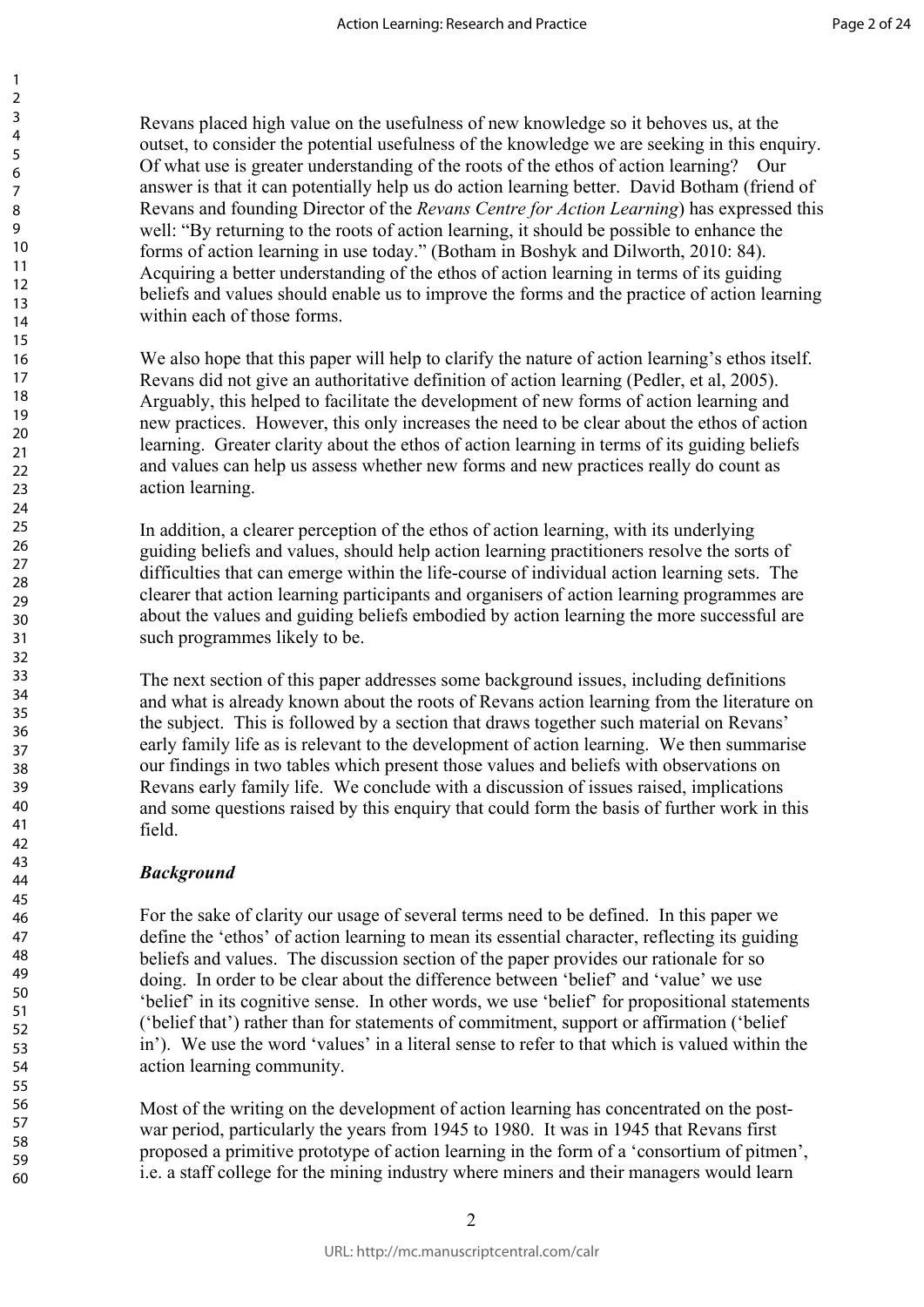Revans placed high value on the usefulness of new knowledge so it behoves us, at the outset, to consider the potential usefulness of the knowledge we are seeking in this enquiry. Of what use is greater understanding of the roots of the ethos of action learning? Our answer is that it can potentially help us do action learning better. David Botham (friend of Revans and founding Director of the *Revans Centre for Action Learning*) has expressed this well: "By returning to the roots of action learning, it should be possible to enhance the forms of action learning in use today." (Botham in Boshyk and Dilworth, 2010: 84). Acquiring a better understanding of the ethos of action learning in terms of its guiding beliefs and values should enable us to improve the forms and the practice of action learning within each of those forms.

We also hope that this paper will help to clarify the nature of action learning's ethos itself. Revans did not give an authoritative definition of action learning (Pedler, et al, 2005). Arguably, this helped to facilitate the development of new forms of action learning and new practices. However, this only increases the need to be clear about the ethos of action learning. Greater clarity about the ethos of action learning in terms of its guiding beliefs and values can help us assess whether new forms and new practices really do count as action learning.

In addition, a clearer perception of the ethos of action learning, with its underlying guiding beliefs and values, should help action learning practitioners resolve the sorts of difficulties that can emerge within the life-course of individual action learning sets. The clearer that action learning participants and organisers of action learning programmes are about the values and guiding beliefs embodied by action learning the more successful are such programmes likely to be.

The next section of this paper addresses some background issues, including definitions and what is already known about the roots of Revans action learning from the literature on the subject. This is followed by a section that draws together such material on Revans' early family life as is relevant to the development of action learning. We then summarise our findings in two tables which present those values and beliefs with observations on Revans early family life. We conclude with a discussion of issues raised, implications and some questions raised by this enquiry that could form the basis of further work in this field.

***Background***

For the sake of clarity our usage of several terms need to be defined. In this paper we define the 'ethos' of action learning to mean its essential character, reflecting its guiding beliefs and values. The discussion section of the paper provides our rationale for so doing. In order to be clear about the difference between 'belief' and 'value' we use 'belief' in its cognitive sense. In other words, we use 'belief' for propositional statements ('belief that') rather than for statements of commitment, support or affirmation ('belief in'). We use the word 'values' in a literal sense to refer to that which is valued within the action learning community.

Most of the writing on the development of action learning has concentrated on the post-war period, particularly the years from 1945 to 1980. It was in 1945 that Revans first proposed a primitive prototype of action learning in the form of a 'consortium of pitmen', i.e. a staff college for the mining industry where miners and their managers would learn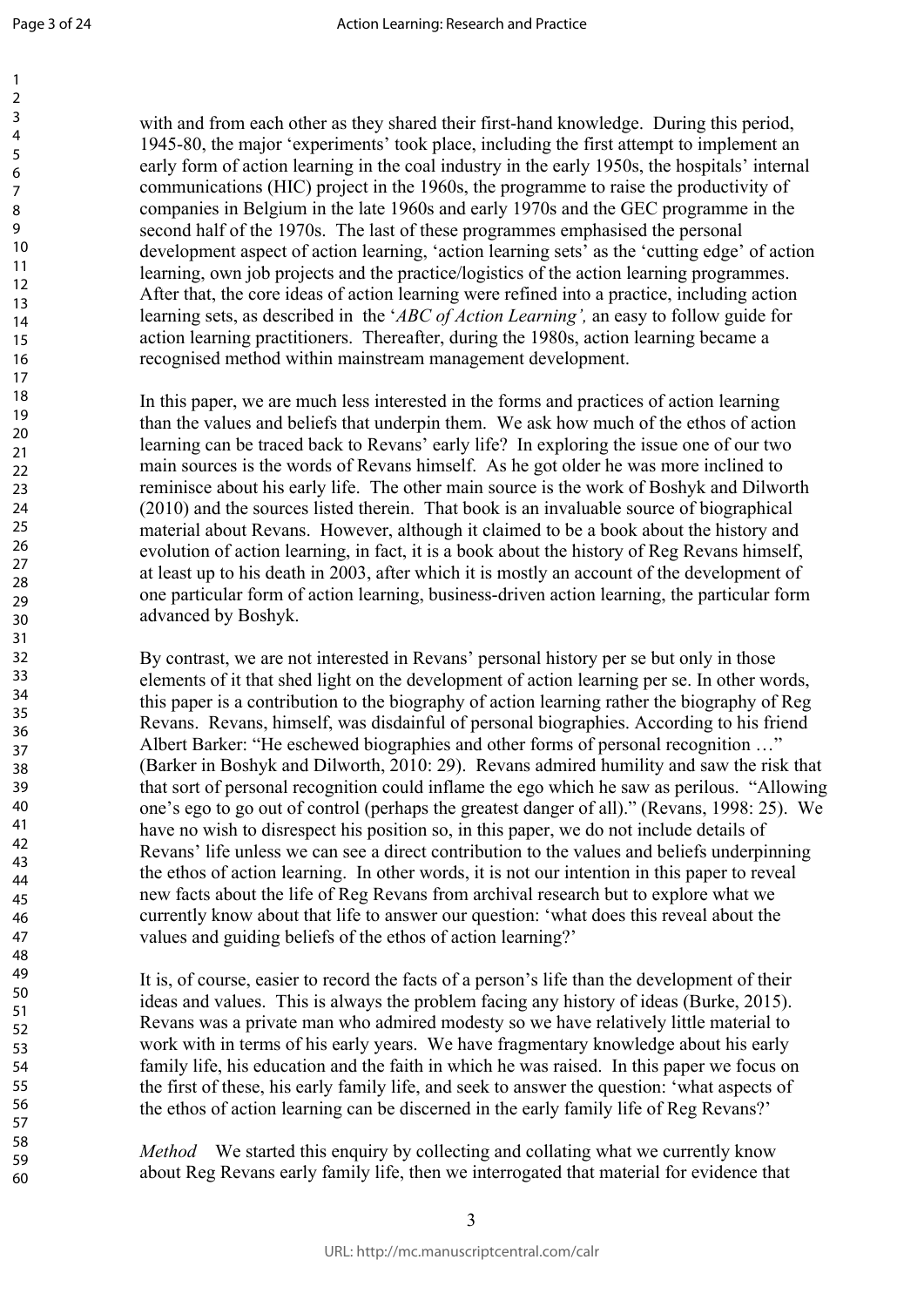with and from each other as they shared their first-hand knowledge. During this period, 1945-80, the major 'experiments' took place, including the first attempt to implement an early form of action learning in the coal industry in the early 1950s, the hospitals' internal communications (HIC) project in the 1960s, the programme to raise the productivity of companies in Belgium in the late 1960s and early 1970s and the GEC programme in the second half of the 1970s. The last of these programmes emphasised the personal development aspect of action learning, 'action learning sets' as the 'cutting edge' of action learning, own job projects and the practice/logistics of the action learning programmes. After that, the core ideas of action learning were refined into a practice, including action learning sets, as described in the '*ABC of Action Learning',* an easy to follow guide for action learning practitioners. Thereafter, during the 1980s, action learning became a recognised method within mainstream management development.

In this paper, we are much less interested in the forms and practices of action learning than the values and beliefs that underpin them. We ask how much of the ethos of action learning can be traced back to Revans' early life? In exploring the issue one of our two main sources is the words of Revans himself. As he got older he was more inclined to reminisce about his early life. The other main source is the work of Boshyk and Dilworth (2010) and the sources listed therein. That book is an invaluable source of biographical material about Revans. However, although it claimed to be a book about the history and evolution of action learning, in fact, it is a book about the history of Reg Revans himself, at least up to his death in 2003, after which it is mostly an account of the development of one particular form of action learning, business-driven action learning, the particular form advanced by Boshyk.

By contrast, we are not interested in Revans' personal history per se but only in those elements of it that shed light on the development of action learning per se. In other words, this paper is a contribution to the biography of action learning rather the biography of Reg Revans. Revans, himself, was disdainful of personal biographies. According to his friend Albert Barker: "He eschewed biographies and other forms of personal recognition …" (Barker in Boshyk and Dilworth, 2010: 29). Revans admired humility and saw the risk that that sort of personal recognition could inflame the ego which he saw as perilous. "Allowing one's ego to go out of control (perhaps the greatest danger of all)." (Revans, 1998: 25). We have no wish to disrespect his position so, in this paper, we do not include details of Revans' life unless we can see a direct contribution to the values and beliefs underpinning the ethos of action learning. In other words, it is not our intention in this paper to reveal new facts about the life of Reg Revans from archival research but to explore what we currently know about that life to answer our question: 'what does this reveal about the values and guiding beliefs of the ethos of action learning?'

It is, of course, easier to record the facts of a person's life than the development of their ideas and values. This is always the problem facing any history of ideas (Burke, 2015). Revans was a private man who admired modesty so we have relatively little material to work with in terms of his early years. We have fragmentary knowledge about his early family life, his education and the faith in which he was raised. In this paper we focus on the first of these, his early family life, and seek to answer the question: 'what aspects of the ethos of action learning can be discerned in the early family life of Reg Revans?'

*Method* We started this enquiry by collecting and collating what we currently know about Reg Revans early family life, then we interrogated that material for evidence that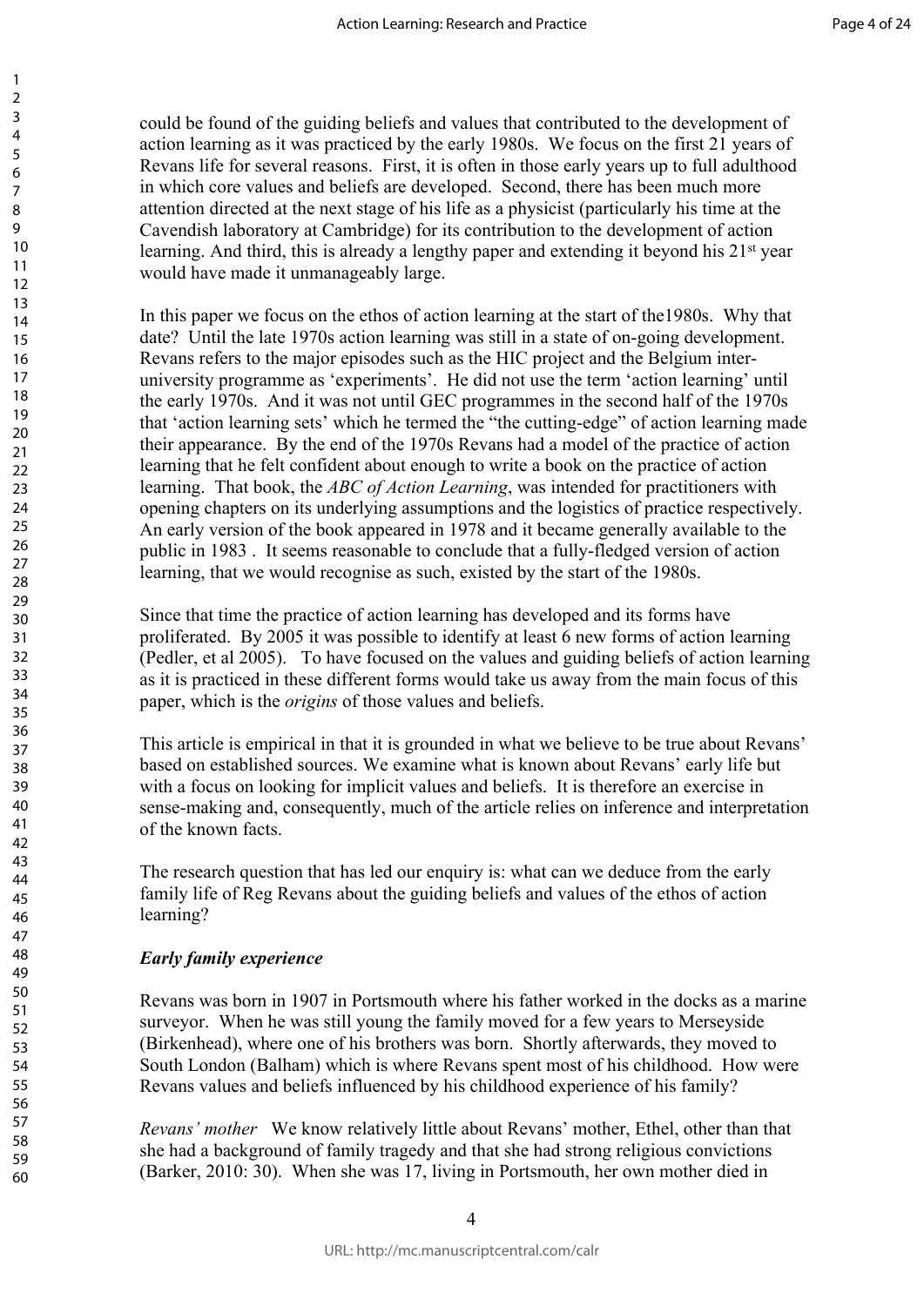could be found of the guiding beliefs and values that contributed to the development of action learning as it was practiced by the early 1980s. We focus on the first 21 years of Revans life for several reasons. First, it is often in those early years up to full adulthood in which core values and beliefs are developed. Second, there has been much more attention directed at the next stage of his life as a physicist (particularly his time at the Cavendish laboratory at Cambridge) for its contribution to the development of action learning. And third, this is already a lengthy paper and extending it beyond his 21st year would have made it unmanageably large.

In this paper we focus on the ethos of action learning at the start of the1980s. Why that date? Until the late 1970s action learning was still in a state of on-going development. Revans refers to the major episodes such as the HIC project and the Belgium inter-university programme as 'experiments'. He did not use the term 'action learning' until the early 1970s. And it was not until GEC programmes in the second half of the 1970s that 'action learning sets' which he termed the "the cutting-edge" of action learning made their appearance. By the end of the 1970s Revans had a model of the practice of action learning that he felt confident about enough to write a book on the practice of action learning. That book, the *ABC of Action Learning*, was intended for practitioners with opening chapters on its underlying assumptions and the logistics of practice respectively. An early version of the book appeared in 1978 and it became generally available to the public in 1983 . It seems reasonable to conclude that a fully-fledged version of action learning, that we would recognise as such, existed by the start of the 1980s.

Since that time the practice of action learning has developed and its forms have proliferated. By 2005 it was possible to identify at least 6 new forms of action learning (Pedler, et al 2005). To have focused on the values and guiding beliefs of action learning as it is practiced in these different forms would take us away from the main focus of this paper, which is the *origins* of those values and beliefs.

This article is empirical in that it is grounded in what we believe to be true about Revans' based on established sources. We examine what is known about Revans' early life but with a focus on looking for implicit values and beliefs. It is therefore an exercise in sense-making and, consequently, much of the article relies on inference and interpretation of the known facts.

The research question that has led our enquiry is: what can we deduce from the early family life of Reg Revans about the guiding beliefs and values of the ethos of action learning?

### *Early family experience*

Revans was born in 1907 in Portsmouth where his father worked in the docks as a marine surveyor. When he was still young the family moved for a few years to Merseyside (Birkenhead), where one of his brothers was born. Shortly afterwards, they moved to South London (Balham) which is where Revans spent most of his childhood. How were Revans values and beliefs influenced by his childhood experience of his family?

*Revans' mother* We know relatively little about Revans' mother, Ethel, other than that she had a background of family tragedy and that she had strong religious convictions (Barker, 2010: 30). When she was 17, living in Portsmouth, her own mother died in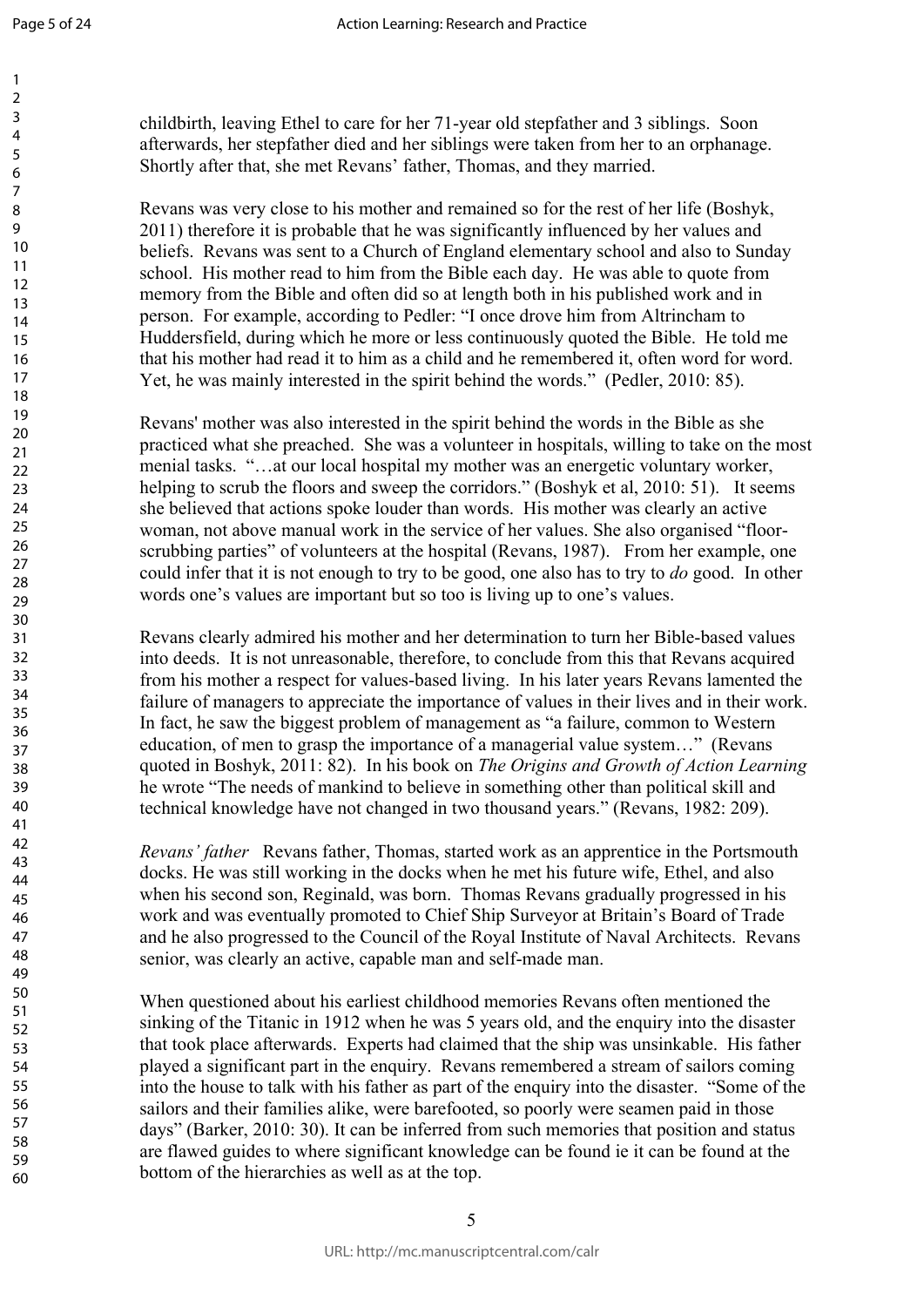childbirth, leaving Ethel to care for her 71-year old stepfather and 3 siblings. Soon afterwards, her stepfather died and her siblings were taken from her to an orphanage. Shortly after that, she met Revans' father, Thomas, and they married.

Revans was very close to his mother and remained so for the rest of her life (Boshyk, 2011) therefore it is probable that he was significantly influenced by her values and beliefs. Revans was sent to a Church of England elementary school and also to Sunday school. His mother read to him from the Bible each day. He was able to quote from memory from the Bible and often did so at length both in his published work and in person. For example, according to Pedler: "I once drove him from Altrincham to Huddersfield, during which he more or less continuously quoted the Bible. He told me that his mother had read it to him as a child and he remembered it, often word for word. Yet, he was mainly interested in the spirit behind the words." (Pedler, 2010: 85).

Revans' mother was also interested in the spirit behind the words in the Bible as she practiced what she preached. She was a volunteer in hospitals, willing to take on the most menial tasks. "…at our local hospital my mother was an energetic voluntary worker, helping to scrub the floors and sweep the corridors." (Boshyk et al, 2010: 51). It seems she believed that actions spoke louder than words. His mother was clearly an active woman, not above manual work in the service of her values. She also organised "floor-scrubbing parties" of volunteers at the hospital (Revans, 1987). From her example, one could infer that it is not enough to try to be good, one also has to try to *do* good. In other words one's values are important but so too is living up to one's values.

Revans clearly admired his mother and her determination to turn her Bible-based values into deeds. It is not unreasonable, therefore, to conclude from this that Revans acquired from his mother a respect for values-based living. In his later years Revans lamented the failure of managers to appreciate the importance of values in their lives and in their work. In fact, he saw the biggest problem of management as "a failure, common to Western education, of men to grasp the importance of a managerial value system…" (Revans quoted in Boshyk, 2011: 82). In his book on *The Origins and Growth of Action Learning* he wrote "The needs of mankind to believe in something other than political skill and technical knowledge have not changed in two thousand years." (Revans, 1982: 209).

*Revans' father* Revans father, Thomas, started work as an apprentice in the Portsmouth docks. He was still working in the docks when he met his future wife, Ethel, and also when his second son, Reginald, was born. Thomas Revans gradually progressed in his work and was eventually promoted to Chief Ship Surveyor at Britain's Board of Trade and he also progressed to the Council of the Royal Institute of Naval Architects. Revans senior, was clearly an active, capable man and self-made man.

When questioned about his earliest childhood memories Revans often mentioned the sinking of the Titanic in 1912 when he was 5 years old, and the enquiry into the disaster that took place afterwards. Experts had claimed that the ship was unsinkable. His father played a significant part in the enquiry. Revans remembered a stream of sailors coming into the house to talk with his father as part of the enquiry into the disaster. "Some of the sailors and their families alike, were barefooted, so poorly were seamen paid in those days" (Barker, 2010: 30). It can be inferred from such memories that position and status are flawed guides to where significant knowledge can be found ie it can be found at the bottom of the hierarchies as well as at the top.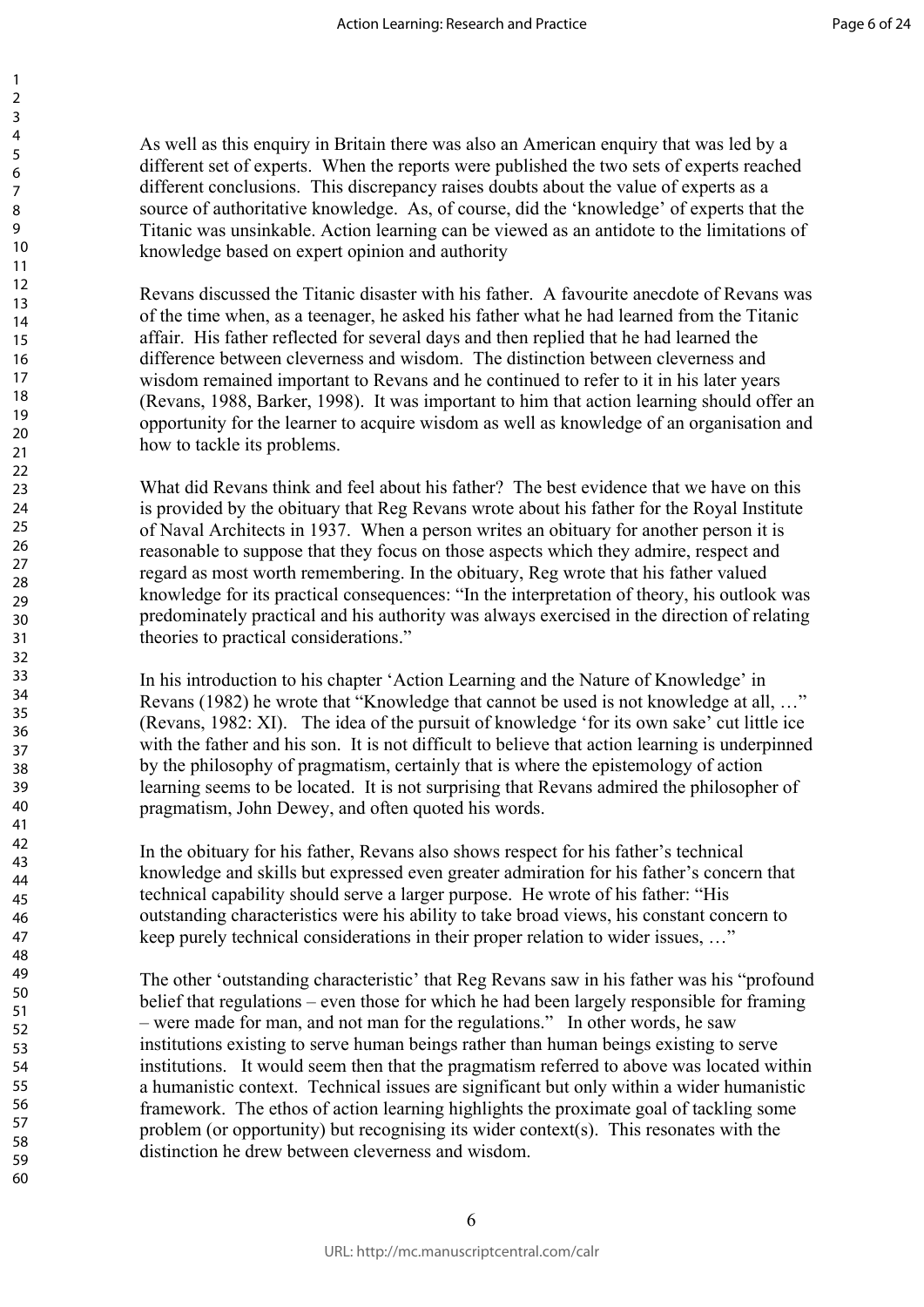As well as this enquiry in Britain there was also an American enquiry that was led by a different set of experts. When the reports were published the two sets of experts reached different conclusions. This discrepancy raises doubts about the value of experts as a source of authoritative knowledge. As, of course, did the 'knowledge' of experts that the Titanic was unsinkable. Action learning can be viewed as an antidote to the limitations of knowledge based on expert opinion and authority

Revans discussed the Titanic disaster with his father. A favourite anecdote of Revans was of the time when, as a teenager, he asked his father what he had learned from the Titanic affair. His father reflected for several days and then replied that he had learned the difference between cleverness and wisdom. The distinction between cleverness and wisdom remained important to Revans and he continued to refer to it in his later years (Revans, 1988, Barker, 1998). It was important to him that action learning should offer an opportunity for the learner to acquire wisdom as well as knowledge of an organisation and how to tackle its problems.

What did Revans think and feel about his father? The best evidence that we have on this is provided by the obituary that Reg Revans wrote about his father for the Royal Institute of Naval Architects in 1937. When a person writes an obituary for another person it is reasonable to suppose that they focus on those aspects which they admire, respect and regard as most worth remembering. In the obituary, Reg wrote that his father valued knowledge for its practical consequences: "In the interpretation of theory, his outlook was predominately practical and his authority was always exercised in the direction of relating theories to practical considerations."

In his introduction to his chapter 'Action Learning and the Nature of Knowledge' in Revans (1982) he wrote that "Knowledge that cannot be used is not knowledge at all, …" (Revans, 1982: XI). The idea of the pursuit of knowledge 'for its own sake' cut little ice with the father and his son. It is not difficult to believe that action learning is underpinned by the philosophy of pragmatism, certainly that is where the epistemology of action learning seems to be located. It is not surprising that Revans admired the philosopher of pragmatism, John Dewey, and often quoted his words.

In the obituary for his father, Revans also shows respect for his father's technical knowledge and skills but expressed even greater admiration for his father's concern that technical capability should serve a larger purpose. He wrote of his father: "His outstanding characteristics were his ability to take broad views, his constant concern to keep purely technical considerations in their proper relation to wider issues, …"

The other 'outstanding characteristic' that Reg Revans saw in his father was his "profound belief that regulations – even those for which he had been largely responsible for framing – were made for man, and not man for the regulations." In other words, he saw institutions existing to serve human beings rather than human beings existing to serve institutions. It would seem then that the pragmatism referred to above was located within a humanistic context. Technical issues are significant but only within a wider humanistic framework. The ethos of action learning highlights the proximate goal of tackling some problem (or opportunity) but recognising its wider context(s). This resonates with the distinction he drew between cleverness and wisdom.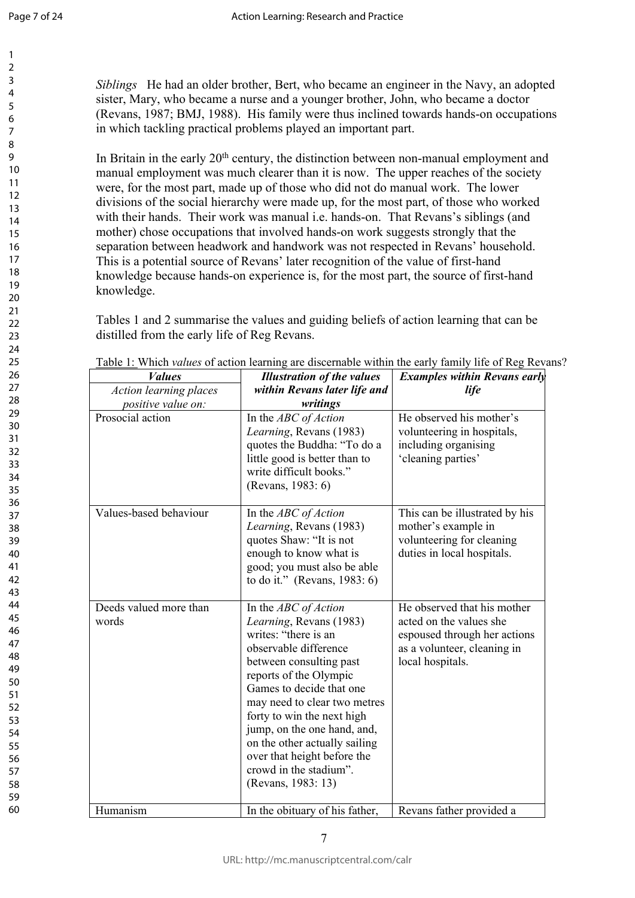*Siblings* He had an older brother, Bert, who became an engineer in the Navy, an adopted sister, Mary, who became a nurse and a younger brother, John, who became a doctor (Revans, 1987; BMJ, 1988). His family were thus inclined towards hands-on occupations in which tackling practical problems played an important part.

In Britain in the early 20th century, the distinction between non-manual employment and manual employment was much clearer than it is now. The upper reaches of the society were, for the most part, made up of those who did not do manual work. The lower divisions of the social hierarchy were made up, for the most part, of those who worked with their hands. Their work was manual i.e. hands-on. That Revans's siblings (and mother) chose occupations that involved hands-on work suggests strongly that the separation between headwork and handwork was not respected in Revans' household. This is a potential source of Revans' later recognition of the value of first-hand knowledge because hands-on experience is, for the most part, the source of first-hand knowledge.

Tables 1 and 2 summarise the values and guiding beliefs of action learning that can be distilled from the early life of Reg Revans.

Table 1: Which *values* of action learning are discernable within the early family life of Reg Revans?

| ***Values*** *Action learning places positive value on:* | ***Illustration of the values within Revans later life and writings*** | ***Examples within Revans early life*** |
|---|---|---|
| Prosocial action | In the *ABC of Action Learning*, Revans (1983) quotes the Buddha: "To do a little good is better than to write difficult books." (Revans, 1983: 6) | He observed his mother's volunteering in hospitals, including organising 'cleaning parties' |
| Values-based behaviour | In the *ABC of Action Learning*, Revans (1983) quotes Shaw: "It is not enough to know what is good; you must also be able to do it." (Revans, 1983: 6) | This can be illustrated by his mother's example in volunteering for cleaning duties in local hospitals. |
| Deeds valued more than words | In the *ABC of Action Learning*, Revans (1983) writes: "there is an observable difference between consulting past reports of the Olympic Games to decide that one may need to clear two metres forty to win the next high jump, on the one hand, and, on the other actually sailing over that height before the crowd in the stadium". (Revans, 1983: 13) | He observed that his mother acted on the values she espoused through her actions as a volunteer, cleaning in local hospitals. |
| Humanism | In the obituary of his father, | Revans father provided a |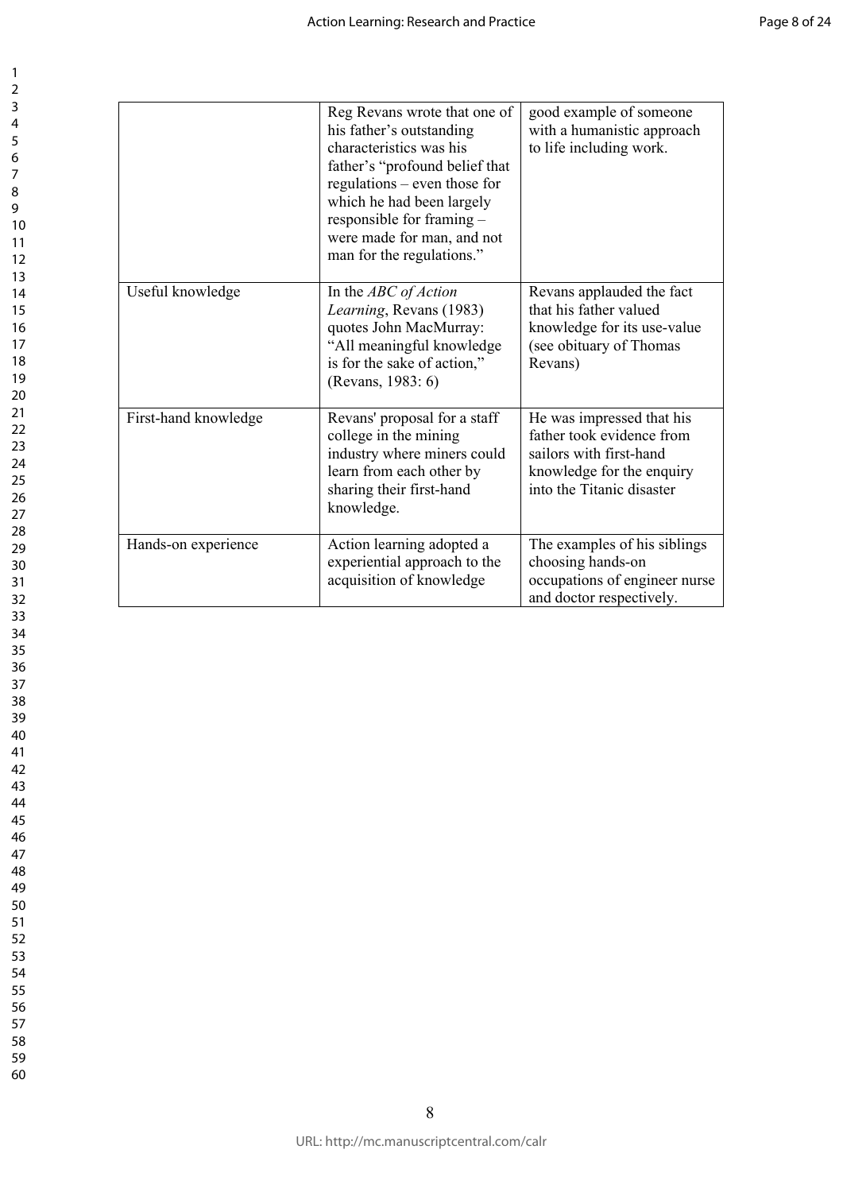| | | |
|---|---|---|
| | Reg Revans wrote that one of his father's outstanding characteristics was his father's "profound belief that regulations – even those for which he had been largely responsible for framing – were made for man, and not man for the regulations." | good example of someone with a humanistic approach to life including work. |
| Useful knowledge | In the *ABC of Action Learning*, Revans (1983) quotes John MacMurray: "All meaningful knowledge is for the sake of action," (Revans, 1983: 6) | Revans applauded the fact that his father valued knowledge for its use-value (see obituary of Thomas Revans) |
| First-hand knowledge | Revans' proposal for a staff college in the mining industry where miners could learn from each other by sharing their first-hand knowledge. | He was impressed that his father took evidence from sailors with first-hand knowledge for the enquiry into the Titanic disaster |
| Hands-on experience | Action learning adopted a experiential approach to the acquisition of knowledge | The examples of his siblings choosing hands-on occupations of engineer nurse and doctor respectively. |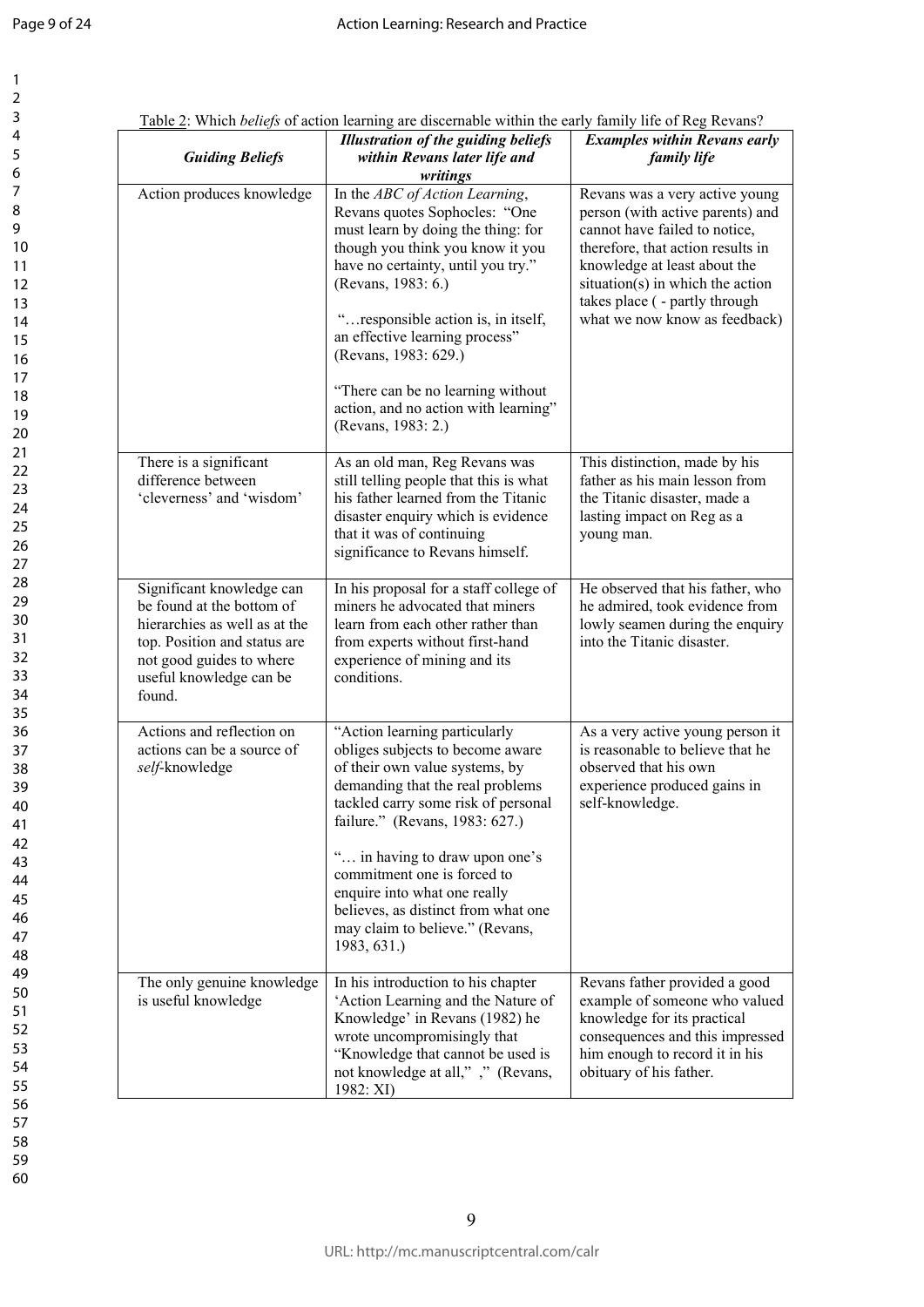Table 2: Which *beliefs* of action learning are discernable within the early family life of Reg Revans?

| ***Guiding Beliefs*** | ***Illustration of the guiding beliefs within Revans later life and writings*** | ***Examples within Revans early family life*** |
|---|---|---|
| Action produces knowledge | In the *ABC of Action Learning*, Revans quotes Sophocles: "One must learn by doing the thing: for though you think you know it you have no certainty, until you try." (Revans, 1983: 6.)<br><br>"…responsible action is, in itself, an effective learning process" (Revans, 1983: 629.)<br><br>"There can be no learning without action, and no action with learning" (Revans, 1983: 2.) | Revans was a very active young person (with active parents) and cannot have failed to notice, therefore, that action results in knowledge at least about the situation(s) in which the action takes place ( - partly through what we now know as feedback) |
| There is a significant difference between 'cleverness' and 'wisdom' | As an old man, Reg Revans was still telling people that this is what his father learned from the Titanic disaster enquiry which is evidence that it was of continuing significance to Revans himself. | This distinction, made by his father as his main lesson from the Titanic disaster, made a lasting impact on Reg as a young man. |
| Significant knowledge can be found at the bottom of hierarchies as well as at the top. Position and status are not good guides to where useful knowledge can be found. | In his proposal for a staff college of miners he advocated that miners learn from each other rather than from experts without first-hand experience of mining and its conditions. | He observed that his father, who he admired, took evidence from lowly seamen during the enquiry into the Titanic disaster. |
| Actions and reflection on actions can be a source of *self*-knowledge | "Action learning particularly obliges subjects to become aware of their own value systems, by demanding that the real problems tackled carry some risk of personal failure." (Revans, 1983: 627.)<br><br>"… in having to draw upon one's commitment one is forced to enquire into what one really believes, as distinct from what one may claim to believe." (Revans, 1983, 631.) | As a very active young person it is reasonable to believe that he observed that his own experience produced gains in self-knowledge. |
| The only genuine knowledge is useful knowledge | In his introduction to his chapter 'Action Learning and the Nature of Knowledge' in Revans (1982) he wrote uncompromisingly that "Knowledge that cannot be used is not knowledge at all," ," (Revans, 1982: XI) | Revans father provided a good example of someone who valued knowledge for its practical consequences and this impressed him enough to record it in his obituary of his father. |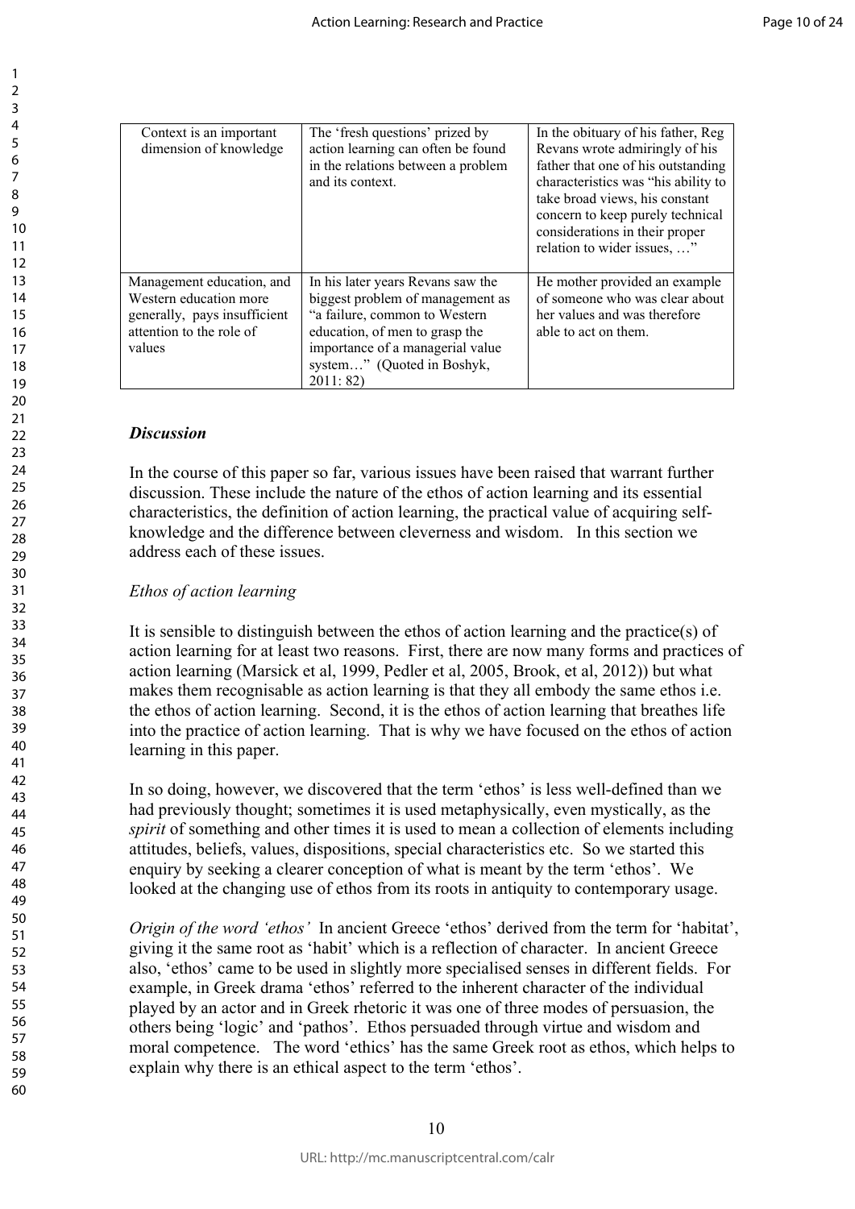| Context is an important dimension of knowledge | The 'fresh questions' prized by action learning can often be found in the relations between a problem and its context. | In the obituary of his father, Reg Revans wrote admiringly of his father that one of his outstanding characteristics was "his ability to take broad views, his constant concern to keep purely technical considerations in their proper relation to wider issues, …" |
|---|---|---|
| Management education, and Western education more generally, pays insufficient attention to the role of values | In his later years Revans saw the biggest problem of management as "a failure, common to Western education, of men to grasp the importance of a managerial value system…" (Quoted in Boshyk, 2011: 82) | He mother provided an example of someone who was clear about her values and was therefore able to act on them. |

### *Discussion*

In the course of this paper so far, various issues have been raised that warrant further discussion. These include the nature of the ethos of action learning and its essential characteristics, the definition of action learning, the practical value of acquiring self-knowledge and the difference between cleverness and wisdom. In this section we address each of these issues.

*Ethos of action learning*

It is sensible to distinguish between the ethos of action learning and the practice(s) of action learning for at least two reasons. First, there are now many forms and practices of action learning (Marsick et al, 1999, Pedler et al, 2005, Brook, et al, 2012)) but what makes them recognisable as action learning is that they all embody the same ethos i.e. the ethos of action learning. Second, it is the ethos of action learning that breathes life into the practice of action learning. That is why we have focused on the ethos of action learning in this paper.

In so doing, however, we discovered that the term 'ethos' is less well-defined than we had previously thought; sometimes it is used metaphysically, even mystically, as the *spirit* of something and other times it is used to mean a collection of elements including attitudes, beliefs, values, dispositions, special characteristics etc. So we started this enquiry by seeking a clearer conception of what is meant by the term 'ethos'. We looked at the changing use of ethos from its roots in antiquity to contemporary usage.

*Origin of the word 'ethos'* In ancient Greece 'ethos' derived from the term for 'habitat', giving it the same root as 'habit' which is a reflection of character. In ancient Greece also, 'ethos' came to be used in slightly more specialised senses in different fields. For example, in Greek drama 'ethos' referred to the inherent character of the individual played by an actor and in Greek rhetoric it was one of three modes of persuasion, the others being 'logic' and 'pathos'. Ethos persuaded through virtue and wisdom and moral competence. The word 'ethics' has the same Greek root as ethos, which helps to explain why there is an ethical aspect to the term 'ethos'.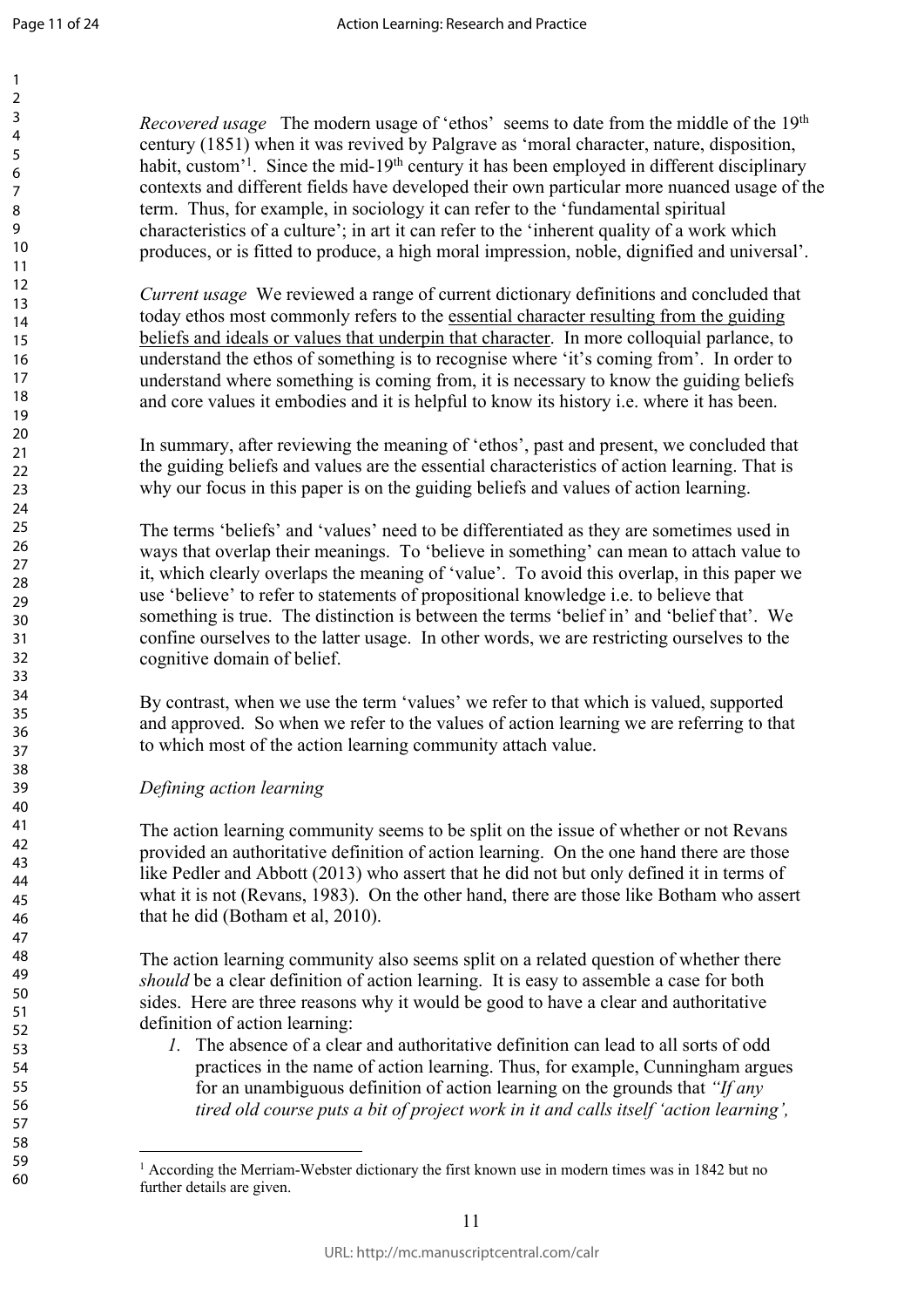*Recovered usage* The modern usage of 'ethos' seems to date from the middle of the 19th century (1851) when it was revived by Palgrave as 'moral character, nature, disposition, habit, custom'[1]. Since the mid-19th century it has been employed in different disciplinary contexts and different fields have developed their own particular more nuanced usage of the term. Thus, for example, in sociology it can refer to the 'fundamental spiritual characteristics of a culture'; in art it can refer to the 'inherent quality of a work which produces, or is fitted to produce, a high moral impression, noble, dignified and universal'.

*Current usage* We reviewed a range of current dictionary definitions and concluded that today ethos most commonly refers to the <u>essential character resulting from the guiding beliefs and ideals or values that underpin that character</u>. In more colloquial parlance, to understand the ethos of something is to recognise where 'it's coming from'. In order to understand where something is coming from, it is necessary to know the guiding beliefs and core values it embodies and it is helpful to know its history i.e. where it has been.

In summary, after reviewing the meaning of 'ethos', past and present, we concluded that the guiding beliefs and values are the essential characteristics of action learning. That is why our focus in this paper is on the guiding beliefs and values of action learning.

The terms 'beliefs' and 'values' need to be differentiated as they are sometimes used in ways that overlap their meanings. To 'believe in something' can mean to attach value to it, which clearly overlaps the meaning of 'value'. To avoid this overlap, in this paper we use 'believe' to refer to statements of propositional knowledge i.e. to believe that something is true. The distinction is between the terms 'belief in' and 'belief that'. We confine ourselves to the latter usage. In other words, we are restricting ourselves to the cognitive domain of belief.

By contrast, when we use the term 'values' we refer to that which is valued, supported and approved. So when we refer to the values of action learning we are referring to that to which most of the action learning community attach value.

*Defining action learning*

The action learning community seems to be split on the issue of whether or not Revans provided an authoritative definition of action learning. On the one hand there are those like Pedler and Abbott (2013) who assert that he did not but only defined it in terms of what it is not (Revans, 1983). On the other hand, there are those like Botham who assert that he did (Botham et al, 2010).

The action learning community also seems split on a related question of whether there *should* be a clear definition of action learning. It is easy to assemble a case for both sides. Here are three reasons why it would be good to have a clear and authoritative definition of action learning:

1. The absence of a clear and authoritative definition can lead to all sorts of odd practices in the name of action learning. Thus, for example, Cunningham argues for an unambiguous definition of action learning on the grounds that *"If any tired old course puts a bit of project work in it and calls itself 'action learning',*

---

[1] According the Merriam-Webster dictionary the first known use in modern times was in 1842 but no further details are given.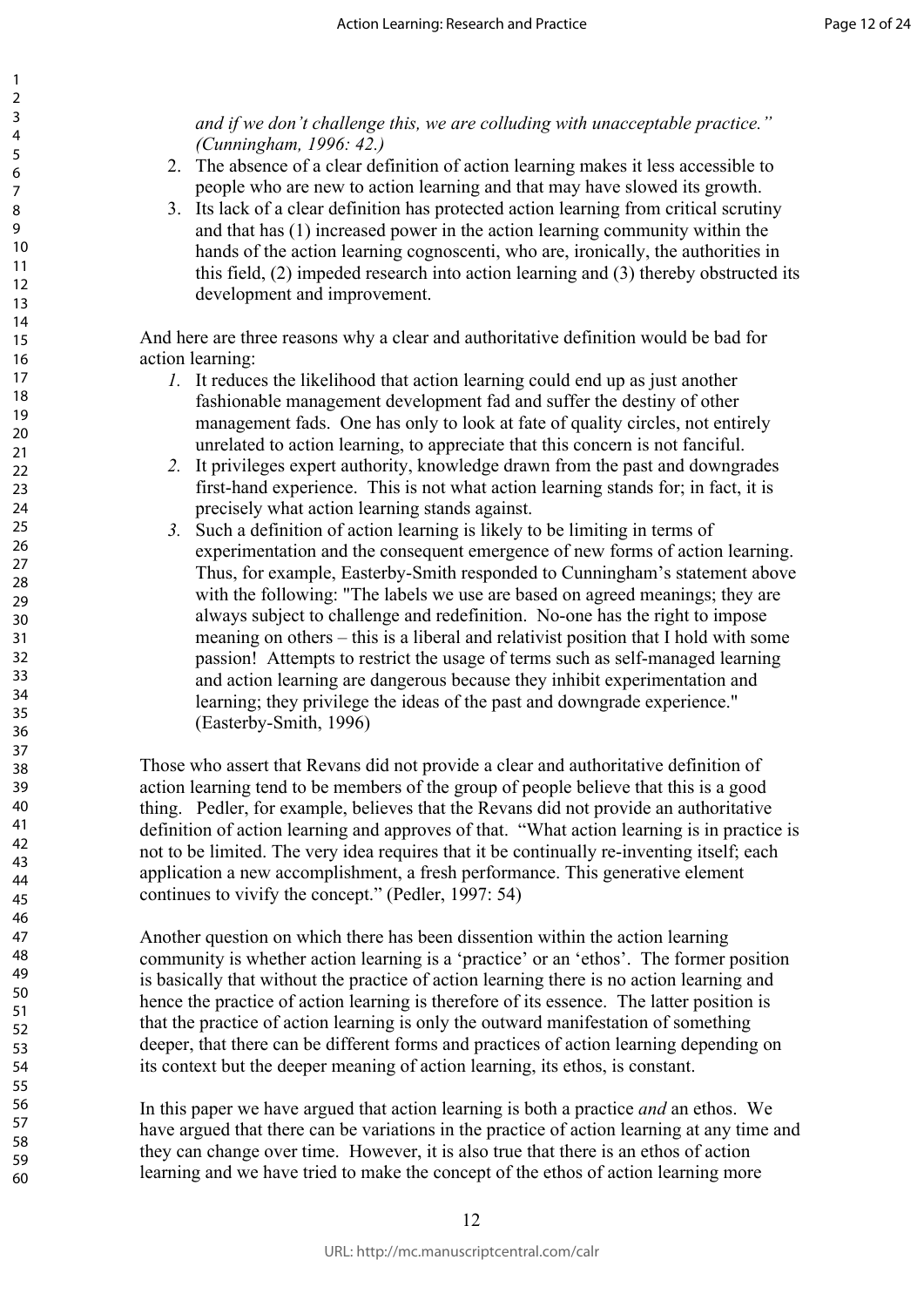*and if we don't challenge this, we are colluding with unacceptable practice." (Cunningham, 1996: 42.)*

2. The absence of a clear definition of action learning makes it less accessible to people who are new to action learning and that may have slowed its growth.
3. Its lack of a clear definition has protected action learning from critical scrutiny and that has (1) increased power in the action learning community within the hands of the action learning cognoscenti, who are, ironically, the authorities in this field, (2) impeded research into action learning and (3) thereby obstructed its development and improvement.

And here are three reasons why a clear and authoritative definition would be bad for action learning:

1. It reduces the likelihood that action learning could end up as just another fashionable management development fad and suffer the destiny of other management fads. One has only to look at fate of quality circles, not entirely unrelated to action learning, to appreciate that this concern is not fanciful.
2. It privileges expert authority, knowledge drawn from the past and downgrades first-hand experience. This is not what action learning stands for; in fact, it is precisely what action learning stands against.
3. Such a definition of action learning is likely to be limiting in terms of experimentation and the consequent emergence of new forms of action learning. Thus, for example, Easterby-Smith responded to Cunningham's statement above with the following: "The labels we use are based on agreed meanings; they are always subject to challenge and redefinition. No-one has the right to impose meaning on others – this is a liberal and relativist position that I hold with some passion! Attempts to restrict the usage of terms such as self-managed learning and action learning are dangerous because they inhibit experimentation and learning; they privilege the ideas of the past and downgrade experience." (Easterby-Smith, 1996)

Those who assert that Revans did not provide a clear and authoritative definition of action learning tend to be members of the group of people believe that this is a good thing. Pedler, for example, believes that the Revans did not provide an authoritative definition of action learning and approves of that. "What action learning is in practice is not to be limited. The very idea requires that it be continually re-inventing itself; each application a new accomplishment, a fresh performance. This generative element continues to vivify the concept." (Pedler, 1997: 54)

Another question on which there has been dissention within the action learning community is whether action learning is a 'practice' or an 'ethos'. The former position is basically that without the practice of action learning there is no action learning and hence the practice of action learning is therefore of its essence. The latter position is that the practice of action learning is only the outward manifestation of something deeper, that there can be different forms and practices of action learning depending on its context but the deeper meaning of action learning, its ethos, is constant.

In this paper we have argued that action learning is both a practice *and* an ethos. We have argued that there can be variations in the practice of action learning at any time and they can change over time. However, it is also true that there is an ethos of action learning and we have tried to make the concept of the ethos of action learning more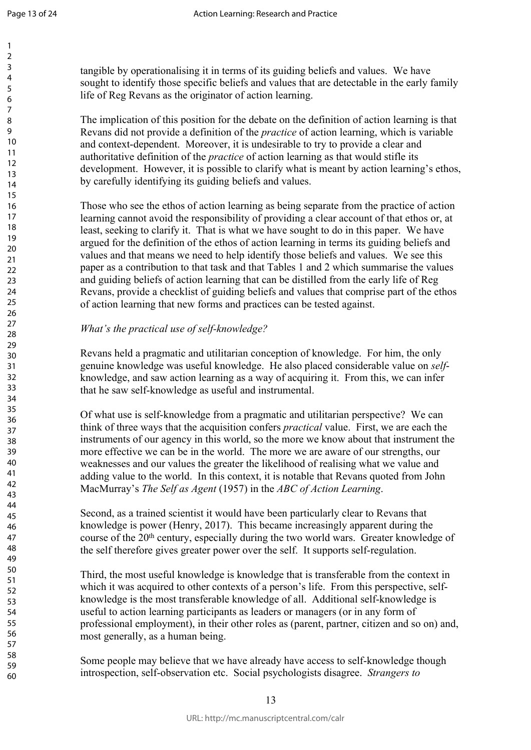tangible by operationalising it in terms of its guiding beliefs and values. We have sought to identify those specific beliefs and values that are detectable in the early family life of Reg Revans as the originator of action learning.

The implication of this position for the debate on the definition of action learning is that Revans did not provide a definition of the *practice* of action learning, which is variable and context-dependent. Moreover, it is undesirable to try to provide a clear and authoritative definition of the *practice* of action learning as that would stifle its development. However, it is possible to clarify what is meant by action learning's ethos, by carefully identifying its guiding beliefs and values.

Those who see the ethos of action learning as being separate from the practice of action learning cannot avoid the responsibility of providing a clear account of that ethos or, at least, seeking to clarify it. That is what we have sought to do in this paper. We have argued for the definition of the ethos of action learning in terms its guiding beliefs and values and that means we need to help identify those beliefs and values. We see this paper as a contribution to that task and that Tables 1 and 2 which summarise the values and guiding beliefs of action learning that can be distilled from the early life of Reg Revans, provide a checklist of guiding beliefs and values that comprise part of the ethos of action learning that new forms and practices can be tested against.

*What's the practical use of self-knowledge?*

Revans held a pragmatic and utilitarian conception of knowledge. For him, the only genuine knowledge was useful knowledge. He also placed considerable value on *self*-knowledge, and saw action learning as a way of acquiring it. From this, we can infer that he saw self-knowledge as useful and instrumental.

Of what use is self-knowledge from a pragmatic and utilitarian perspective? We can think of three ways that the acquisition confers *practical* value. First, we are each the instruments of our agency in this world, so the more we know about that instrument the more effective we can be in the world. The more we are aware of our strengths, our weaknesses and our values the greater the likelihood of realising what we value and adding value to the world. In this context, it is notable that Revans quoted from John MacMurray's *The Self as Agent* (1957) in the *ABC of Action Learning*.

Second, as a trained scientist it would have been particularly clear to Revans that knowledge is power (Henry, 2017). This became increasingly apparent during the course of the 20th century, especially during the two world wars. Greater knowledge of the self therefore gives greater power over the self. It supports self-regulation.

Third, the most useful knowledge is knowledge that is transferable from the context in which it was acquired to other contexts of a person's life. From this perspective, self-knowledge is the most transferable knowledge of all. Additional self-knowledge is useful to action learning participants as leaders or managers (or in any form of professional employment), in their other roles as (parent, partner, citizen and so on) and, most generally, as a human being.

Some people may believe that we have already have access to self-knowledge though introspection, self-observation etc. Social psychologists disagree. *Strangers to*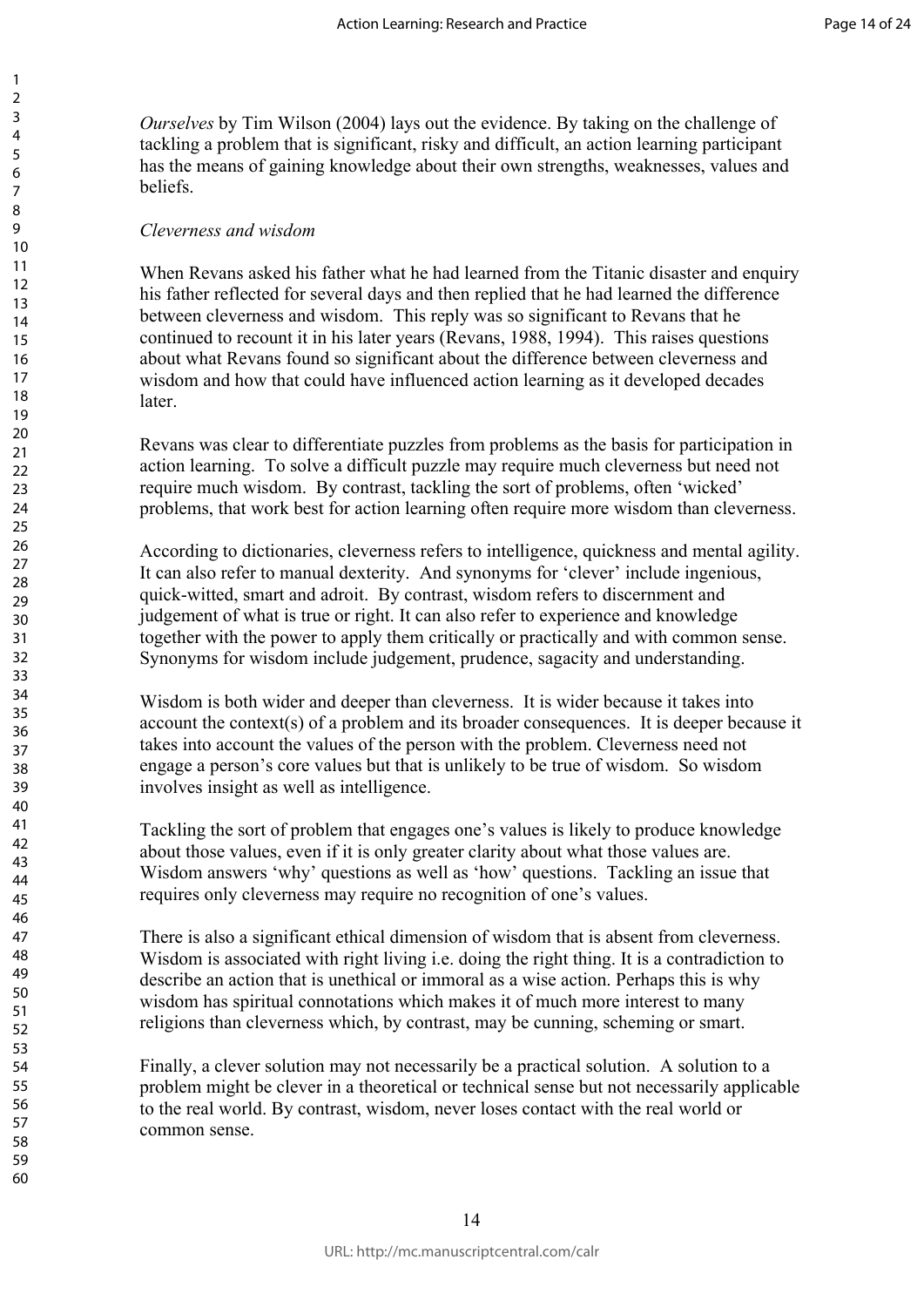*Ourselves* by Tim Wilson (2004) lays out the evidence. By taking on the challenge of tackling a problem that is significant, risky and difficult, an action learning participant has the means of gaining knowledge about their own strengths, weaknesses, values and beliefs.

*Cleverness and wisdom*

When Revans asked his father what he had learned from the Titanic disaster and enquiry his father reflected for several days and then replied that he had learned the difference between cleverness and wisdom. This reply was so significant to Revans that he continued to recount it in his later years (Revans, 1988, 1994). This raises questions about what Revans found so significant about the difference between cleverness and wisdom and how that could have influenced action learning as it developed decades later.

Revans was clear to differentiate puzzles from problems as the basis for participation in action learning. To solve a difficult puzzle may require much cleverness but need not require much wisdom. By contrast, tackling the sort of problems, often 'wicked' problems, that work best for action learning often require more wisdom than cleverness.

According to dictionaries, cleverness refers to intelligence, quickness and mental agility. It can also refer to manual dexterity. And synonyms for 'clever' include ingenious, quick-witted, smart and adroit. By contrast, wisdom refers to discernment and judgement of what is true or right. It can also refer to experience and knowledge together with the power to apply them critically or practically and with common sense. Synonyms for wisdom include judgement, prudence, sagacity and understanding.

Wisdom is both wider and deeper than cleverness. It is wider because it takes into account the context(s) of a problem and its broader consequences. It is deeper because it takes into account the values of the person with the problem. Cleverness need not engage a person's core values but that is unlikely to be true of wisdom. So wisdom involves insight as well as intelligence.

Tackling the sort of problem that engages one's values is likely to produce knowledge about those values, even if it is only greater clarity about what those values are. Wisdom answers 'why' questions as well as 'how' questions. Tackling an issue that requires only cleverness may require no recognition of one's values.

There is also a significant ethical dimension of wisdom that is absent from cleverness. Wisdom is associated with right living i.e. doing the right thing. It is a contradiction to describe an action that is unethical or immoral as a wise action. Perhaps this is why wisdom has spiritual connotations which makes it of much more interest to many religions than cleverness which, by contrast, may be cunning, scheming or smart.

Finally, a clever solution may not necessarily be a practical solution. A solution to a problem might be clever in a theoretical or technical sense but not necessarily applicable to the real world. By contrast, wisdom, never loses contact with the real world or common sense.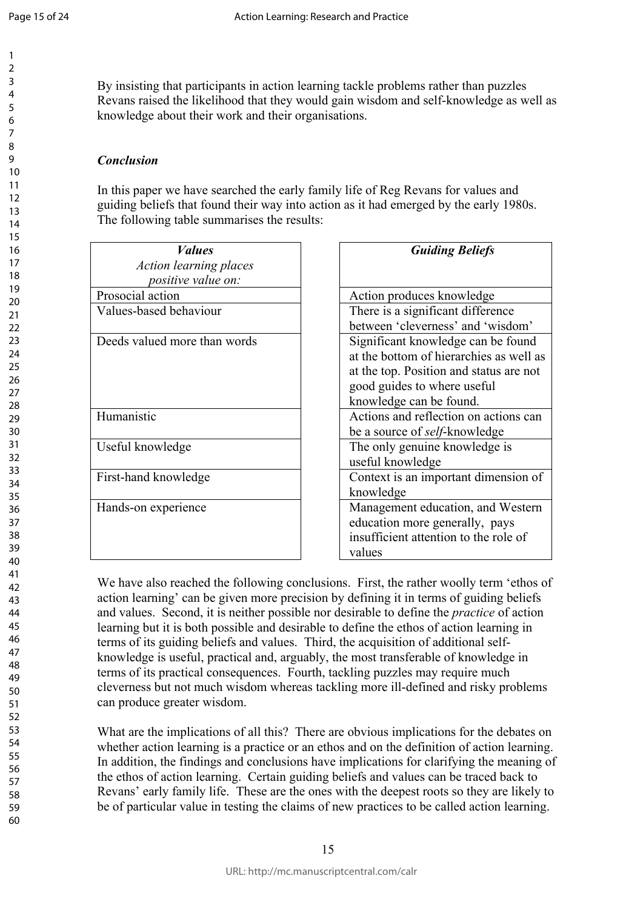By insisting that participants in action learning tackle problems rather than puzzles Revans raised the likelihood that they would gain wisdom and self-knowledge as well as knowledge about their work and their organisations.

### *Conclusion*

In this paper we have searched the early family life of Reg Revans for values and guiding beliefs that found their way into action as it had emerged by the early 1980s. The following table summarises the results:

| ***Values*** *Action learning places positive value on:* |
|---|
| Prosocial action |
| Values-based behaviour |
| Deeds valued more than words |
| Humanistic |
| Useful knowledge |
| First-hand knowledge |
| Hands-on experience |

| ***Guiding Beliefs*** |
|---|
| Action produces knowledge |
| There is a significant difference between 'cleverness' and 'wisdom' |
| Significant knowledge can be found at the bottom of hierarchies as well as at the top. Position and status are not good guides to where useful knowledge can be found. |
| Actions and reflection on actions can be a source of *self*-knowledge |
| The only genuine knowledge is useful knowledge |
| Context is an important dimension of knowledge |
| Management education, and Western education more generally, pays insufficient attention to the role of values |

We have also reached the following conclusions. First, the rather woolly term 'ethos of action learning' can be given more precision by defining it in terms of guiding beliefs and values. Second, it is neither possible nor desirable to define the *practice* of action learning but it is both possible and desirable to define the ethos of action learning in terms of its guiding beliefs and values. Third, the acquisition of additional self-knowledge is useful, practical and, arguably, the most transferable of knowledge in terms of its practical consequences. Fourth, tackling puzzles may require much cleverness but not much wisdom whereas tackling more ill-defined and risky problems can produce greater wisdom.

What are the implications of all this? There are obvious implications for the debates on whether action learning is a practice or an ethos and on the definition of action learning. In addition, the findings and conclusions have implications for clarifying the meaning of the ethos of action learning. Certain guiding beliefs and values can be traced back to Revans' early family life. These are the ones with the deepest roots so they are likely to be of particular value in testing the claims of new practices to be called action learning.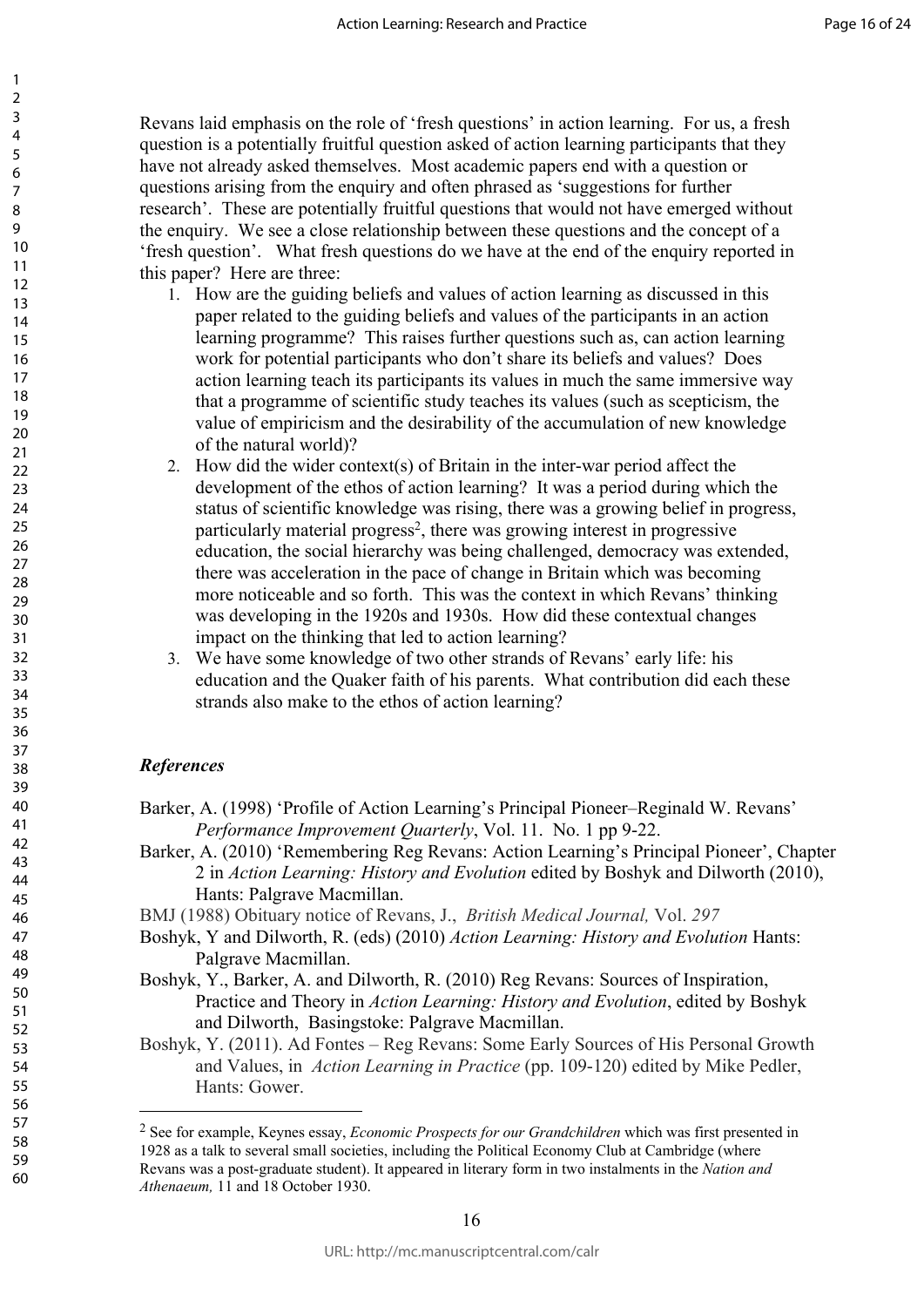Revans laid emphasis on the role of 'fresh questions' in action learning. For us, a fresh question is a potentially fruitful question asked of action learning participants that they have not already asked themselves. Most academic papers end with a question or questions arising from the enquiry and often phrased as 'suggestions for further research'. These are potentially fruitful questions that would not have emerged without the enquiry. We see a close relationship between these questions and the concept of a 'fresh question'. What fresh questions do we have at the end of the enquiry reported in this paper? Here are three:

1. How are the guiding beliefs and values of action learning as discussed in this paper related to the guiding beliefs and values of the participants in an action learning programme? This raises further questions such as, can action learning work for potential participants who don't share its beliefs and values? Does action learning teach its participants its values in much the same immersive way that a programme of scientific study teaches its values (such as scepticism, the value of empiricism and the desirability of the accumulation of new knowledge of the natural world)?
2. How did the wider context(s) of Britain in the inter-war period affect the development of the ethos of action learning? It was a period during which the status of scientific knowledge was rising, there was a growing belief in progress, particularly material progress[2], there was growing interest in progressive education, the social hierarchy was being challenged, democracy was extended, there was acceleration in the pace of change in Britain which was becoming more noticeable and so forth. This was the context in which Revans' thinking was developing in the 1920s and 1930s. How did these contextual changes impact on the thinking that led to action learning?
3. We have some knowledge of two other strands of Revans' early life: his education and the Quaker faith of his parents. What contribution did each these strands also make to the ethos of action learning?

### *References*

Barker, A. (1998) 'Profile of Action Learning's Principal Pioneer–Reginald W. Revans' *Performance Improvement Quarterly*, Vol. 11. No. 1 pp 9-22.

Barker, A. (2010) 'Remembering Reg Revans: Action Learning's Principal Pioneer', Chapter 2 in *Action Learning: History and Evolution* edited by Boshyk and Dilworth (2010), Hants: Palgrave Macmillan.

BMJ (1988) Obituary notice of Revans, J., *British Medical Journal,* Vol. *297*

Boshyk, Y and Dilworth, R. (eds) (2010) *Action Learning: History and Evolution* Hants: Palgrave Macmillan.

Boshyk, Y., Barker, A. and Dilworth, R. (2010) Reg Revans: Sources of Inspiration, Practice and Theory in *Action Learning: History and Evolution*, edited by Boshyk and Dilworth, Basingstoke: Palgrave Macmillan.

Boshyk, Y. (2011). Ad Fontes – Reg Revans: Some Early Sources of His Personal Growth and Values, in *Action Learning in Practice* (pp. 109-120) edited by Mike Pedler, Hants: Gower.

[2] See for example, Keynes essay, *Economic Prospects for our Grandchildren* which was first presented in 1928 as a talk to several small societies, including the Political Economy Club at Cambridge (where Revans was a post-graduate student). It appeared in literary form in two instalments in the *Nation and Athenaeum,* 11 and 18 October 1930.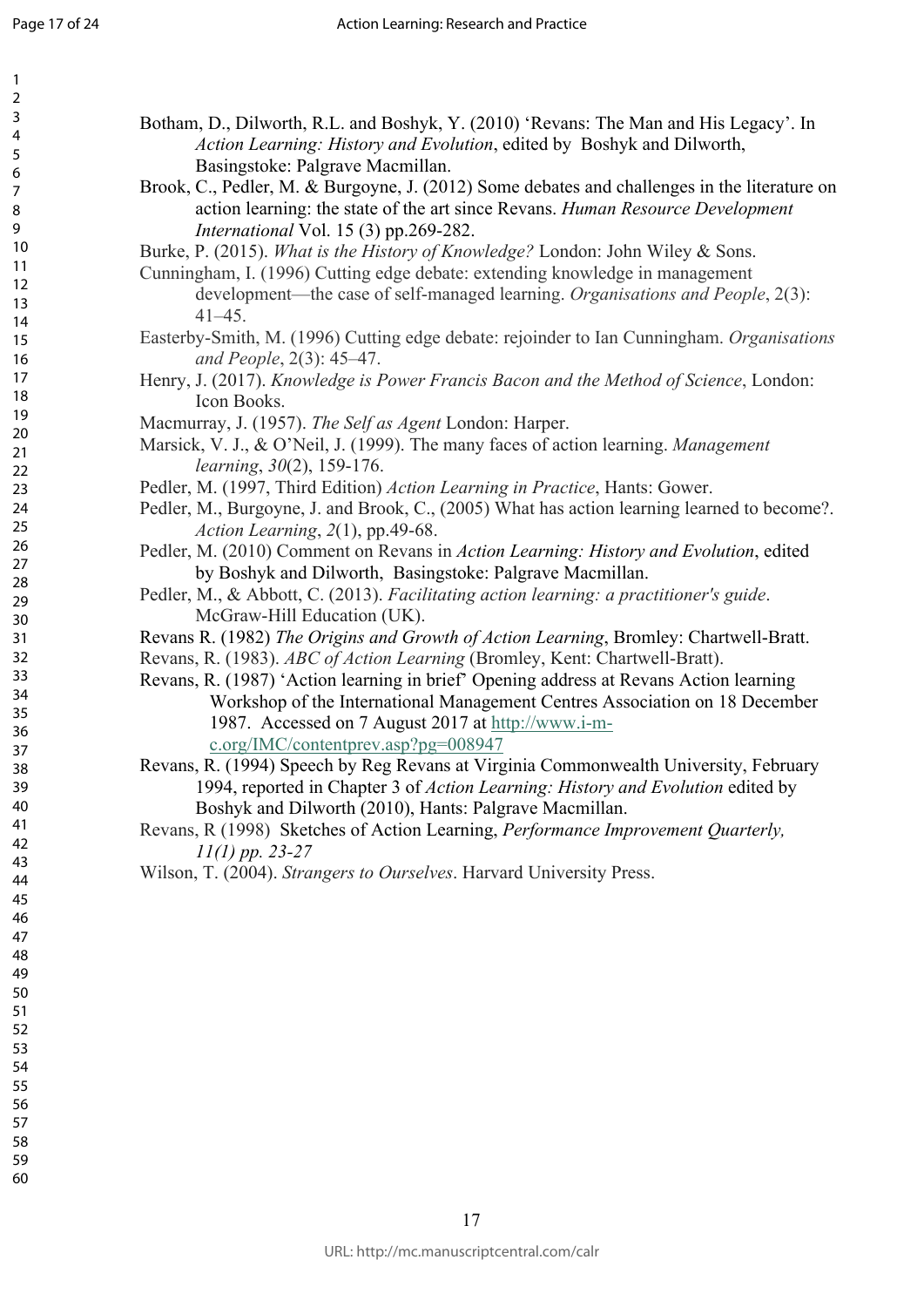Botham, D., Dilworth, R.L. and Boshyk, Y. (2010) 'Revans: The Man and His Legacy'. In *Action Learning: History and Evolution*, edited by Boshyk and Dilworth, Basingstoke: Palgrave Macmillan.

Brook, C., Pedler, M. & Burgoyne, J. (2012) Some debates and challenges in the literature on action learning: the state of the art since Revans. *Human Resource Development International* Vol. 15 (3) pp.269-282.

Burke, P. (2015). *What is the History of Knowledge?* London: John Wiley & Sons.

Cunningham, I. (1996) Cutting edge debate: extending knowledge in management development—the case of self-managed learning. *Organisations and People*, 2(3): 41–45.

Easterby-Smith, M. (1996) Cutting edge debate: rejoinder to Ian Cunningham. *Organisations and People*, 2(3): 45–47.

Henry, J. (2017). *Knowledge is Power Francis Bacon and the Method of Science*, London: Icon Books.

Macmurray, J. (1957). *The Self as Agent* London: Harper.

Marsick, V. J., & O'Neil, J. (1999). The many faces of action learning. *Management learning*, *30*(2), 159-176.

Pedler, M. (1997, Third Edition) *Action Learning in Practice*, Hants: Gower.

Pedler, M., Burgoyne, J. and Brook, C., (2005) What has action learning learned to become?. *Action Learning*, *2*(1), pp.49-68.

Pedler, M. (2010) Comment on Revans in *Action Learning: History and Evolution*, edited by Boshyk and Dilworth, Basingstoke: Palgrave Macmillan.

Pedler, M., & Abbott, C. (2013). *Facilitating action learning: a practitioner's guide*. McGraw-Hill Education (UK).

Revans R. (1982) *The Origins and Growth of Action Learning*, Bromley: Chartwell-Bratt.

Revans, R. (1983). *ABC of Action Learning* (Bromley, Kent: Chartwell-Bratt).

Revans, R. (1987) 'Action learning in brief' Opening address at Revans Action learning Workshop of the International Management Centres Association on 18 December 1987. Accessed on 7 August 2017 at http://www.i-m-c.org/IMC/contentprev.asp?pg=008947

Revans, R. (1994) Speech by Reg Revans at Virginia Commonwealth University, February 1994, reported in Chapter 3 of *Action Learning: History and Evolution* edited by Boshyk and Dilworth (2010), Hants: Palgrave Macmillan.

Revans, R (1998) Sketches of Action Learning, *Performance Improvement Quarterly, 11(1) pp. 23-27*

Wilson, T. (2004). *Strangers to Ourselves*. Harvard University Press.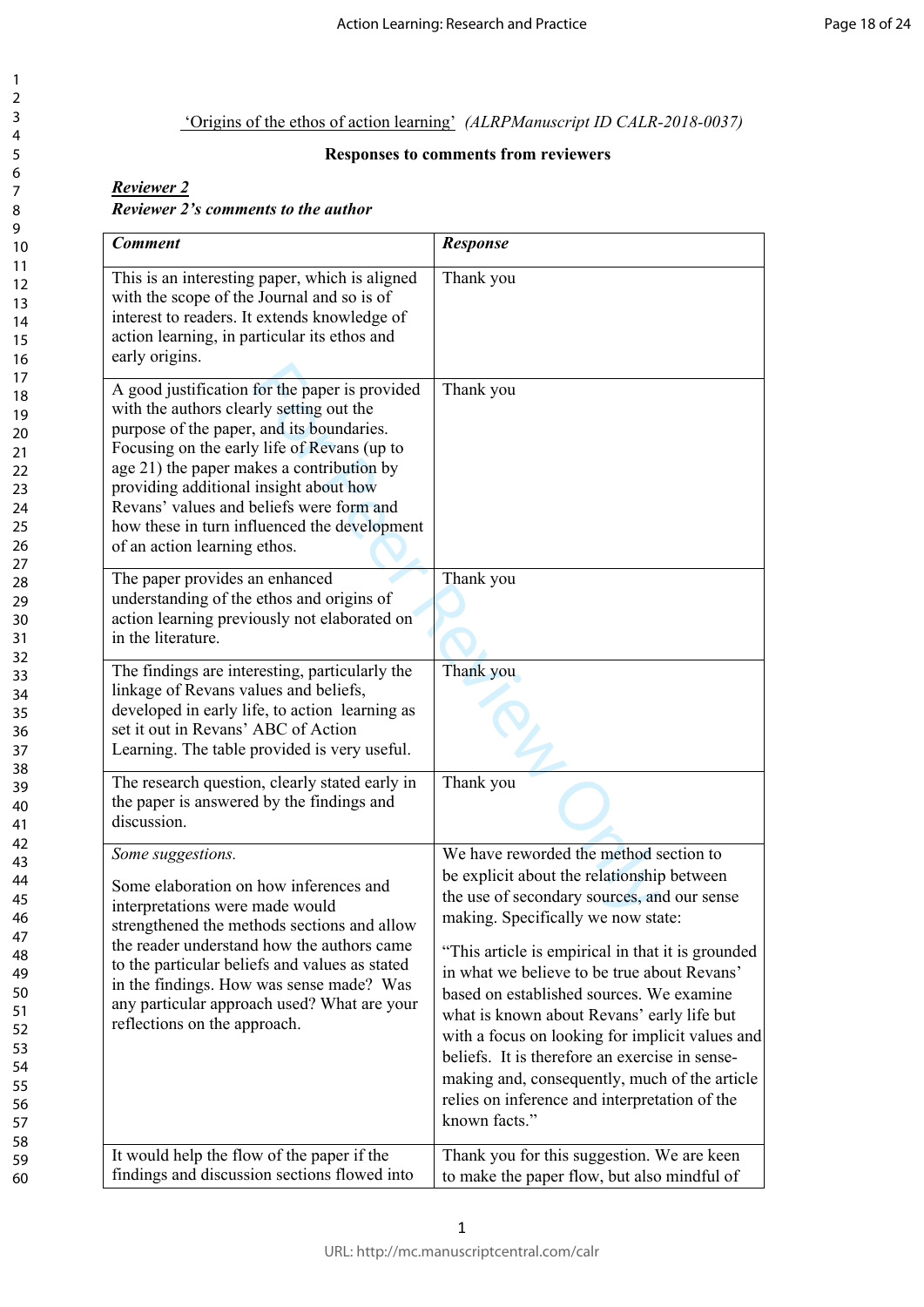'Origins of the ethos of action learning' *(ALRPManuscript ID CALR-2018-0037)*

**Responses to comments from reviewers**

***Reviewer 2***

***Reviewer 2's comments to the author***

| ***Comment*** | ***Response*** |
|---|---|
| This is an interesting paper, which is aligned with the scope of the Journal and so is of interest to readers. It extends knowledge of action learning, in particular its ethos and early origins. | Thank you |
| A good justification for the paper is provided with the authors clearly setting out the purpose of the paper, and its boundaries. Focusing on the early life of Revans (up to age 21) the paper makes a contribution by providing additional insight about how Revans' values and beliefs were form and how these in turn influenced the development of an action learning ethos. | Thank you |
| The paper provides an enhanced understanding of the ethos and origins of action learning previously not elaborated on in the literature. | Thank you |
| The findings are interesting, particularly the linkage of Revans values and beliefs, developed in early life, to action learning as set it out in Revans' ABC of Action Learning. The table provided is very useful. | Thank you |
| The research question, clearly stated early in the paper is answered by the findings and discussion. | Thank you |
| *Some suggestions.* <br><br> Some elaboration on how inferences and interpretations were made would strengthened the methods sections and allow the reader understand how the authors came to the particular beliefs and values as stated in the findings. How was sense made? Was any particular approach used? What are your reflections on the approach. | We have reworded the method section to be explicit about the relationship between the use of secondary sources, and our sense making. Specifically we now state: <br><br> "This article is empirical in that it is grounded in what we believe to be true about Revans' based on established sources. We examine what is known about Revans' early life but with a focus on looking for implicit values and beliefs. It is therefore an exercise in sense-making and, consequently, much of the article relies on inference and interpretation of the known facts." |
| It would help the flow of the paper if the findings and discussion sections flowed into | Thank you for this suggestion. We are keen to make the paper flow, but also mindful of |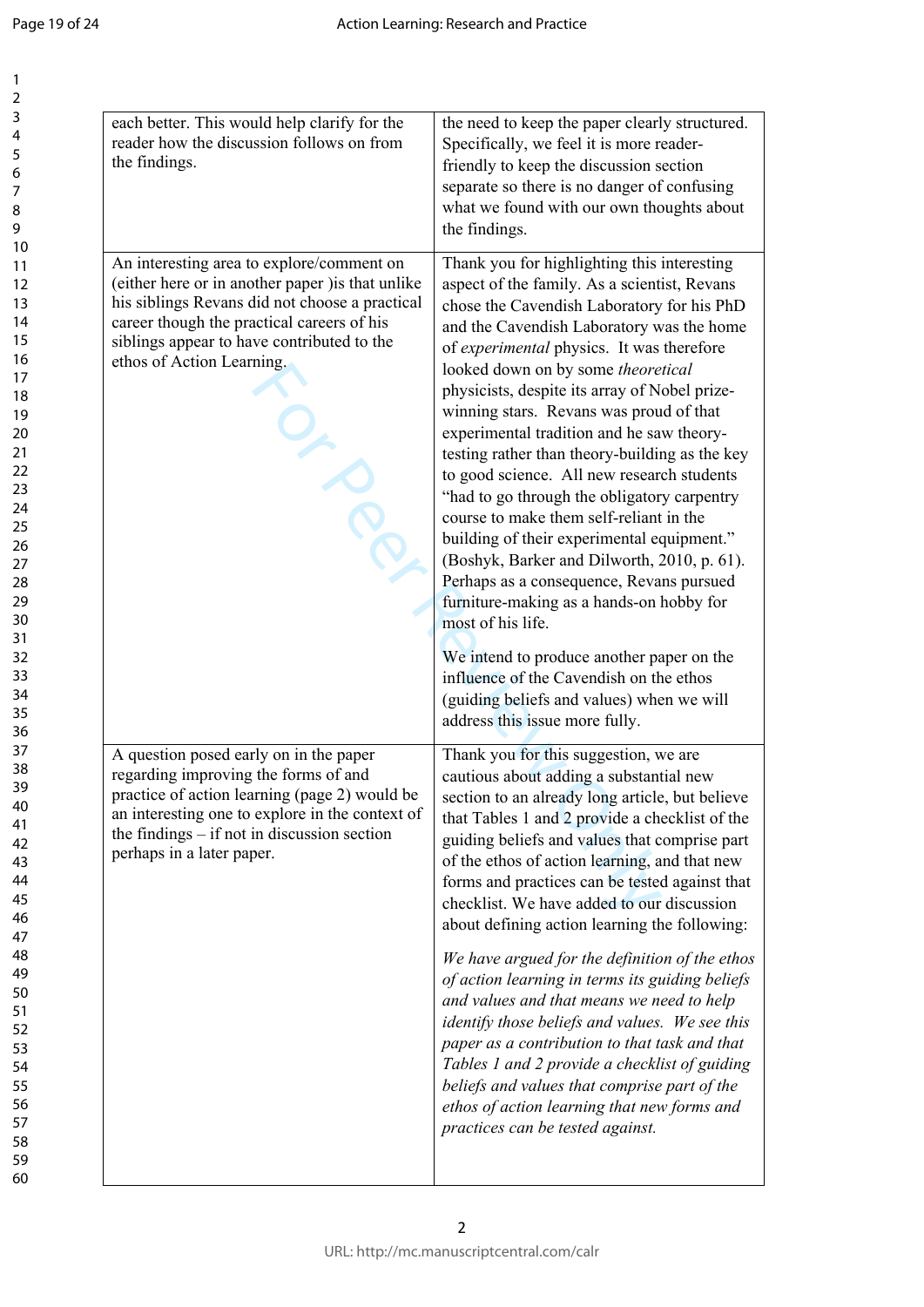| | |
|---|---|
| each better. This would help clarify for the reader how the discussion follows on from the findings. | the need to keep the paper clearly structured. Specifically, we feel it is more reader-friendly to keep the discussion section separate so there is no danger of confusing what we found with our own thoughts about the findings. |
| An interesting area to explore/comment on (either here or in another paper )is that unlike his siblings Revans did not choose a practical career though the practical careers of his siblings appear to have contributed to the ethos of Action Learning. | Thank you for highlighting this interesting aspect of the family. As a scientist, Revans chose the Cavendish Laboratory for his PhD and the Cavendish Laboratory was the home of *experimental* physics. It was therefore looked down on by some *theoretical* physicists, despite its array of Nobel prize-winning stars. Revans was proud of that experimental tradition and he saw theory-testing rather than theory-building as the key to good science. All new research students "had to go through the obligatory carpentry course to make them self-reliant in the building of their experimental equipment." (Boshyk, Barker and Dilworth, 2010, p. 61). Perhaps as a consequence, Revans pursued furniture-making as a hands-on hobby for most of his life.<br><br>We intend to produce another paper on the influence of the Cavendish on the ethos (guiding beliefs and values) when we will address this issue more fully. |
| A question posed early on in the paper regarding improving the forms of and practice of action learning (page 2) would be an interesting one to explore in the context of the findings – if not in discussion section perhaps in a later paper. | Thank you for this suggestion, we are cautious about adding a substantial new section to an already long article, but believe that Tables 1 and 2 provide a checklist of the guiding beliefs and values that comprise part of the ethos of action learning, and that new forms and practices can be tested against that checklist. We have added to our discussion about defining action learning the following:<br><br>*We have argued for the definition of the ethos of action learning in terms its guiding beliefs and values and that means we need to help identify those beliefs and values. We see this paper as a contribution to that task and that Tables 1 and 2 provide a checklist of guiding beliefs and values that comprise part of the ethos of action learning that new forms and practices can be tested against.* |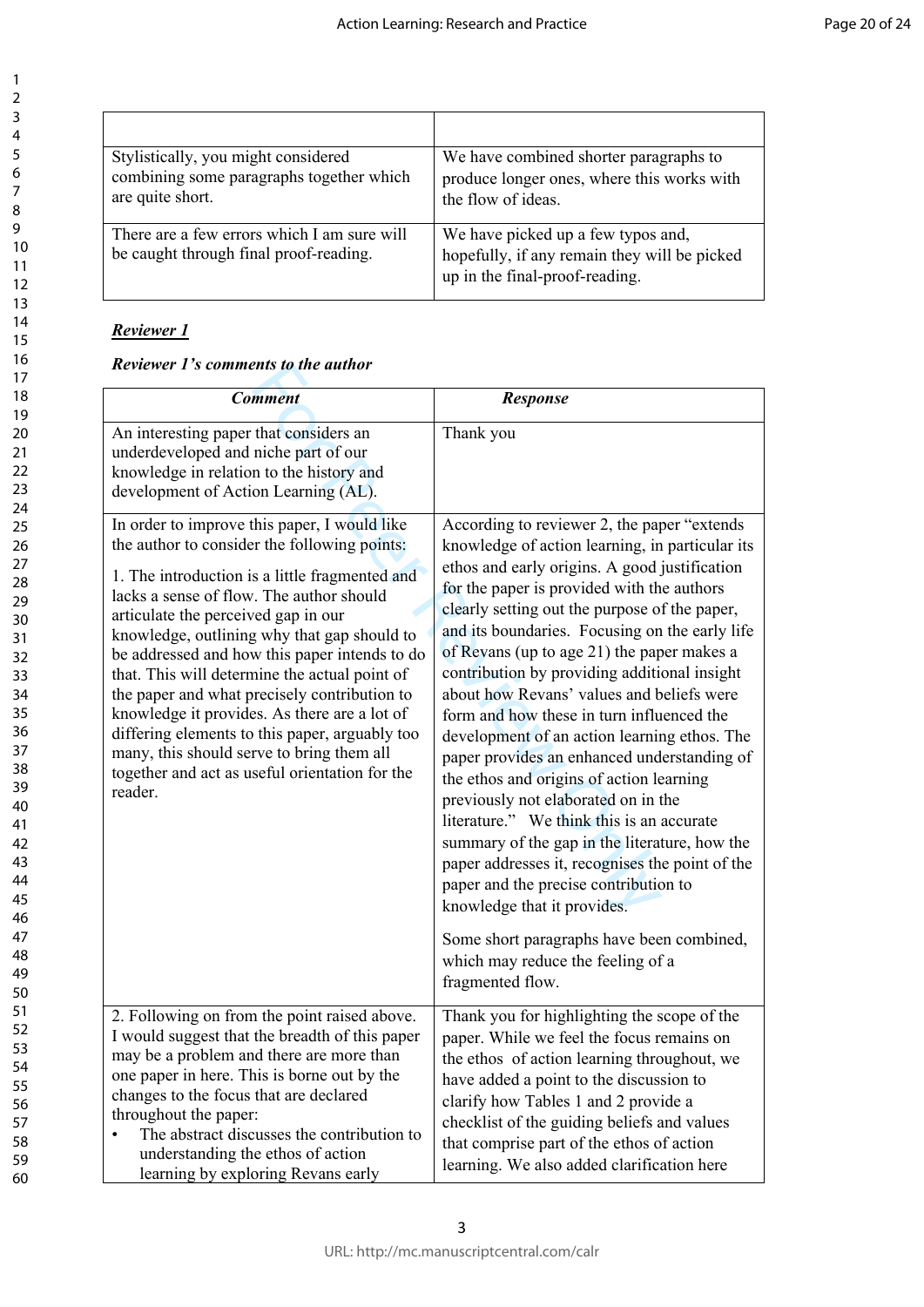| | |
|---|---|
| Stylistically, you might considered combining some paragraphs together which are quite short. | We have combined shorter paragraphs to produce longer ones, where this works with the flow of ideas. |
| There are a few errors which I am sure will be caught through final proof-reading. | We have picked up a few typos and, hopefully, if any remain they will be picked up in the final-proof-reading. |

***Reviewer 1***

***Reviewer 1's comments to the author***

| ***Comment*** | ***Response*** |
|---|---|
| An interesting paper that considers an underdeveloped and niche part of our knowledge in relation to the history and development of Action Learning (AL). | Thank you |
| In order to improve this paper, I would like the author to consider the following points:<br><br>1. The introduction is a little fragmented and lacks a sense of flow. The author should articulate the perceived gap in our knowledge, outlining why that gap should to be addressed and how this paper intends to do that. This will determine the actual point of the paper and what precisely contribution to knowledge it provides. As there are a lot of differing elements to this paper, arguably too many, this should serve to bring them all together and act as useful orientation for the reader. | According to reviewer 2, the paper "extends knowledge of action learning, in particular its ethos and early origins. A good justification for the paper is provided with the authors clearly setting out the purpose of the paper, and its boundaries. Focusing on the early life of Revans (up to age 21) the paper makes a contribution by providing additional insight about how Revans' values and beliefs were form and how these in turn influenced the development of an action learning ethos. The paper provides an enhanced understanding of the ethos and origins of action learning previously not elaborated on in the literature." We think this is an accurate summary of the gap in the literature, how the paper addresses it, recognises the point of the paper and the precise contribution to knowledge that it provides.<br><br>Some short paragraphs have been combined, which may reduce the feeling of a fragmented flow. |
| 2. Following on from the point raised above. I would suggest that the breadth of this paper may be a problem and there are more than one paper in here. This is borne out by the changes to the focus that are declared throughout the paper:<br>• The abstract discusses the contribution to understanding the ethos of action learning by exploring Revans early | Thank you for highlighting the scope of the paper. While we feel the focus remains on the ethos of action learning throughout, we have added a point to the discussion to clarify how Tables 1 and 2 provide a checklist of the guiding beliefs and values that comprise part of the ethos of action learning. We also added clarification here |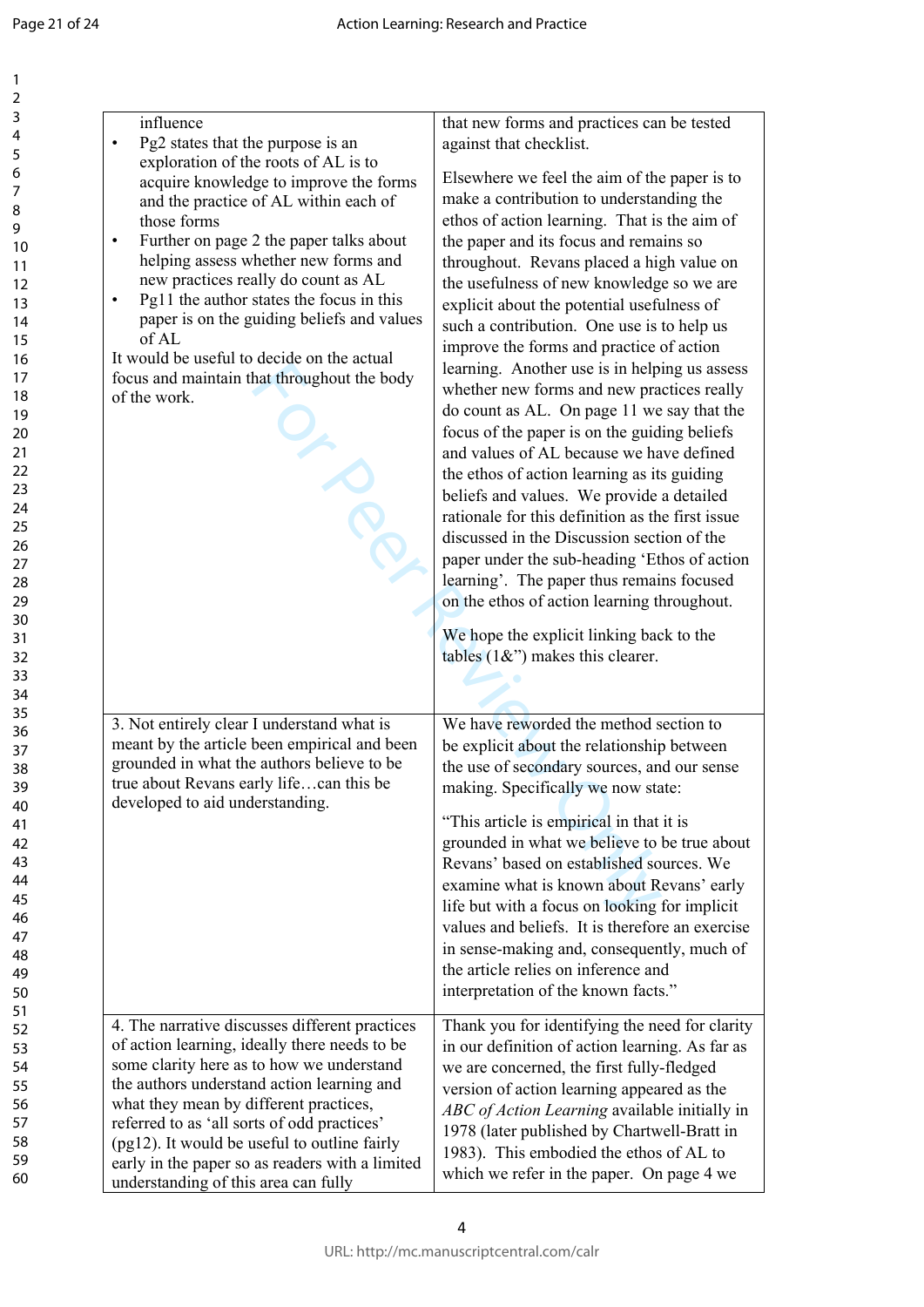| | |
|---|---|
| influence<br>• Pg2 states that the purpose is an exploration of the roots of AL is to acquire knowledge to improve the forms and the practice of AL within each of those forms<br>• Further on page 2 the paper talks about helping assess whether new forms and new practices really do count as AL<br>• Pg11 the author states the focus in this paper is on the guiding beliefs and values of AL<br>It would be useful to decide on the actual focus and maintain that throughout the body of the work. | that new forms and practices can be tested against that checklist.<br><br>Elsewhere we feel the aim of the paper is to make a contribution to understanding the ethos of action learning. That is the aim of the paper and its focus and remains so throughout. Revans placed a high value on the usefulness of new knowledge so we are explicit about the potential usefulness of such a contribution. One use is to help us improve the forms and practice of action learning. Another use is in helping us assess whether new forms and new practices really do count as AL. On page 11 we say that the focus of the paper is on the guiding beliefs and values of AL because we have defined the ethos of action learning as its guiding beliefs and values. We provide a detailed rationale for this definition as the first issue discussed in the Discussion section of the paper under the sub-heading 'Ethos of action learning'. The paper thus remains focused on the ethos of action learning throughout.<br><br>We hope the explicit linking back to the tables (1&") makes this clearer. |
| 3. Not entirely clear I understand what is meant by the article been empirical and been grounded in what the authors believe to be true about Revans early life…can this be developed to aid understanding. | We have reworded the method section to be explicit about the relationship between the use of secondary sources, and our sense making. Specifically we now state:<br><br>"This article is empirical in that it is grounded in what we believe to be true about Revans' based on established sources. We examine what is known about Revans' early life but with a focus on looking for implicit values and beliefs. It is therefore an exercise in sense-making and, consequently, much of the article relies on inference and interpretation of the known facts." |
| 4. The narrative discusses different practices of action learning, ideally there needs to be some clarity here as to how we understand the authors understand action learning and what they mean by different practices, referred to as 'all sorts of odd practices' (pg12). It would be useful to outline fairly early in the paper so as readers with a limited understanding of this area can fully | Thank you for identifying the need for clarity in our definition of action learning. As far as we are concerned, the first fully-fledged version of action learning appeared as the *ABC of Action Learning* available initially in 1978 (later published by Chartwell-Bratt in 1983). This embodied the ethos of AL to which we refer in the paper. On page 4 we |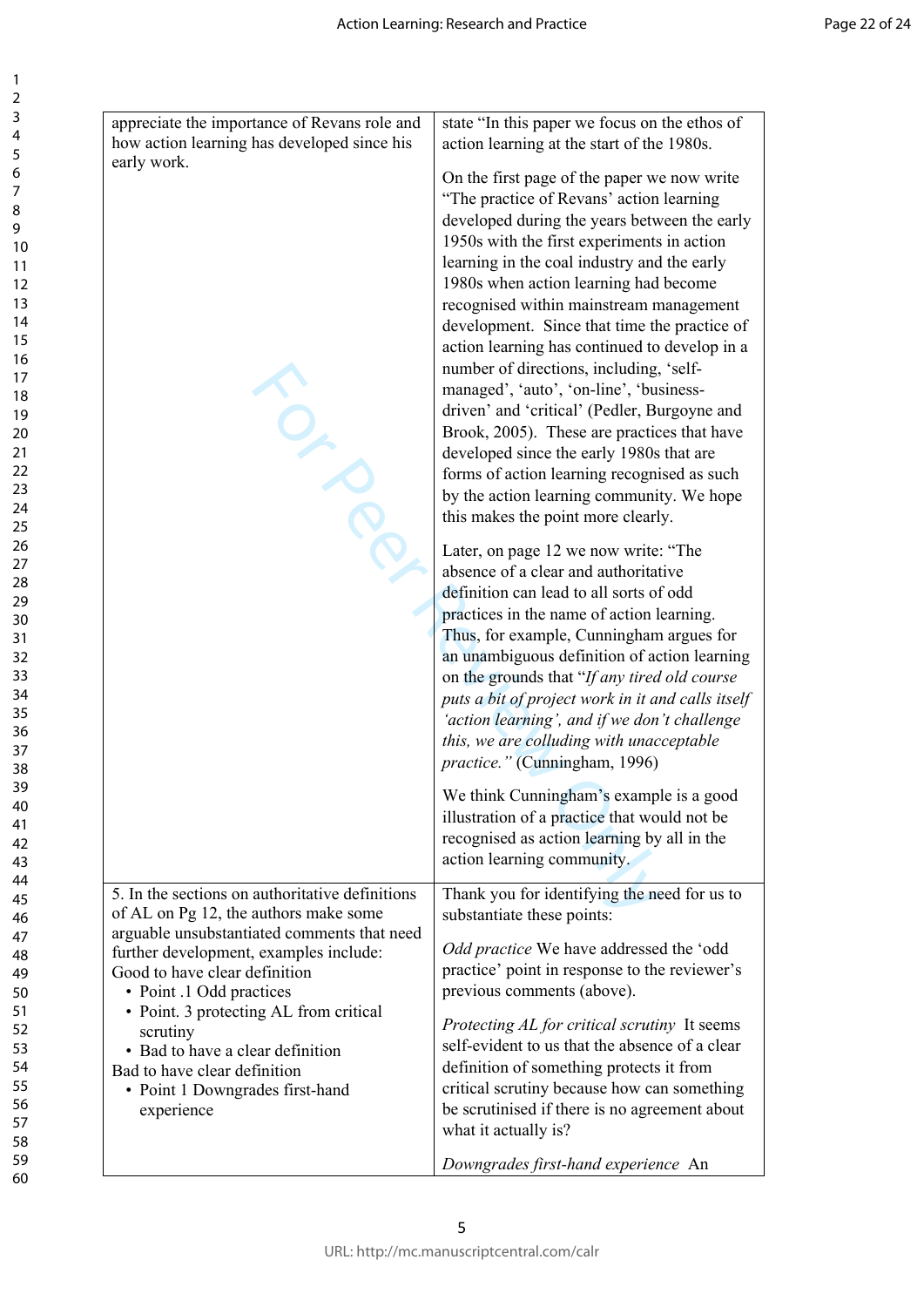| | |
|---|---|
| appreciate the importance of Revans role and how action learning has developed since his early work. | state "In this paper we focus on the ethos of action learning at the start of the 1980s.<br><br>On the first page of the paper we now write "The practice of Revans' action learning developed during the years between the early 1950s with the first experiments in action learning in the coal industry and the early 1980s when action learning had become recognised within mainstream management development. Since that time the practice of action learning has continued to develop in a number of directions, including, 'self-managed', 'auto', 'on-line', 'business-driven' and 'critical' (Pedler, Burgoyne and Brook, 2005). These are practices that have developed since the early 1980s that are forms of action learning recognised as such by the action learning community. We hope this makes the point more clearly.<br><br>Later, on page 12 we now write: "The absence of a clear and authoritative definition can lead to all sorts of odd practices in the name of action learning. Thus, for example, Cunningham argues for an unambiguous definition of action learning on the grounds that "*If any tired old course puts a bit of project work in it and calls itself 'action learning', and if we don't challenge this, we are colluding with unacceptable practice."* (Cunningham, 1996)<br><br>We think Cunningham's example is a good illustration of a practice that would not be recognised as action learning by all in the action learning community. |
| 5. In the sections on authoritative definitions of AL on Pg 12, the authors make some arguable unsubstantiated comments that need further development, examples include:<br>Good to have clear definition<br>• Point .1 Odd practices<br>• Point. 3 protecting AL from critical scrutiny<br>• Bad to have a clear definition<br>Bad to have clear definition<br>• Point 1 Downgrades first-hand experience | Thank you for identifying the need for us to substantiate these points:<br><br>*Odd practice* We have addressed the 'odd practice' point in response to the reviewer's previous comments (above).<br><br>*Protecting AL for critical scrutiny* It seems self-evident to us that the absence of a clear definition of something protects it from critical scrutiny because how can something be scrutinised if there is no agreement about what it actually is?<br><br>*Downgrades first-hand experience* An |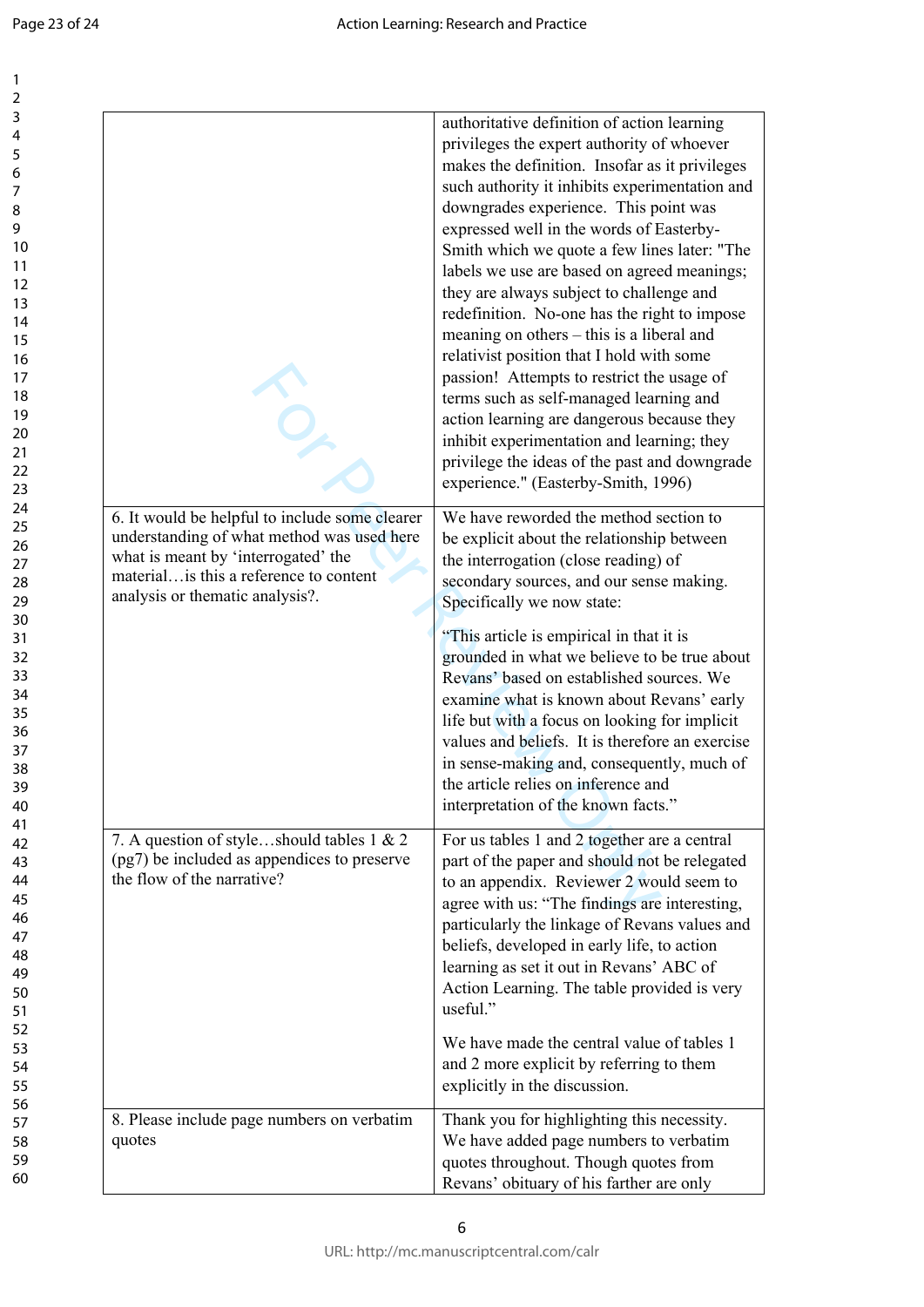| | |
|---|---|
| | authoritative definition of action learning privileges the expert authority of whoever makes the definition. Insofar as it privileges such authority it inhibits experimentation and downgrades experience. This point was expressed well in the words of Easterby-Smith which we quote a few lines later: "The labels we use are based on agreed meanings; they are always subject to challenge and redefinition. No-one has the right to impose meaning on others – this is a liberal and relativist position that I hold with some passion! Attempts to restrict the usage of terms such as self-managed learning and action learning are dangerous because they inhibit experimentation and learning; they privilege the ideas of the past and downgrade experience." (Easterby-Smith, 1996) |
| 6. It would be helpful to include some clearer understanding of what method was used here what is meant by 'interrogated' the material…is this a reference to content analysis or thematic analysis?. | We have reworded the method section to be explicit about the relationship between the interrogation (close reading) of secondary sources, and our sense making. Specifically we now state:<br><br>"This article is empirical in that it is grounded in what we believe to be true about Revans' based on established sources. We examine what is known about Revans' early life but with a focus on looking for implicit values and beliefs. It is therefore an exercise in sense-making and, consequently, much of the article relies on inference and interpretation of the known facts." |
| 7. A question of style…should tables 1 & 2 (pg7) be included as appendices to preserve the flow of the narrative? | For us tables 1 and 2 together are a central part of the paper and should not be relegated to an appendix. Reviewer 2 would seem to agree with us: "The findings are interesting, particularly the linkage of Revans values and beliefs, developed in early life, to action learning as set it out in Revans' ABC of Action Learning. The table provided is very useful."<br><br>We have made the central value of tables 1 and 2 more explicit by referring to them explicitly in the discussion. |
| 8. Please include page numbers on verbatim quotes | Thank you for highlighting this necessity. We have added page numbers to verbatim quotes throughout. Though quotes from Revans' obituary of his farther are only |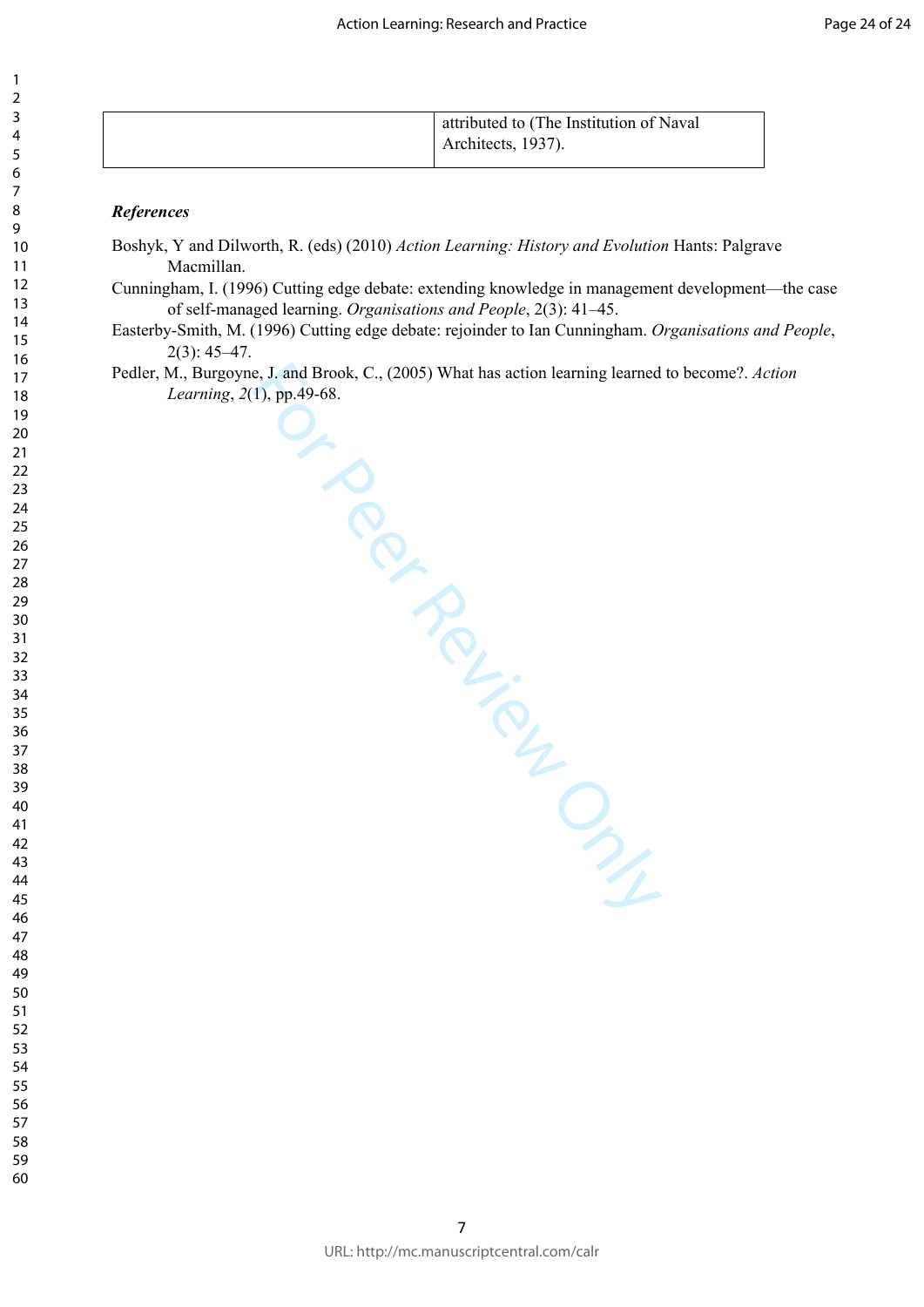| | |
|---|---|
| | attributed to (The Institution of Naval Architects, 1937). |

***References***

Boshyk, Y and Dilworth, R. (eds) (2010) *Action Learning: History and Evolution* Hants: Palgrave Macmillan.

Cunningham, I. (1996) Cutting edge debate: extending knowledge in management development—the case of self-managed learning. *Organisations and People*, 2(3): 41–45.

Easterby-Smith, M. (1996) Cutting edge debate: rejoinder to Ian Cunningham. *Organisations and People*, 2(3): 45–47.

Pedler, M., Burgoyne, J. and Brook, C., (2005) What has action learning learned to become?. *Action Learning*, *2*(1), pp.49-68.